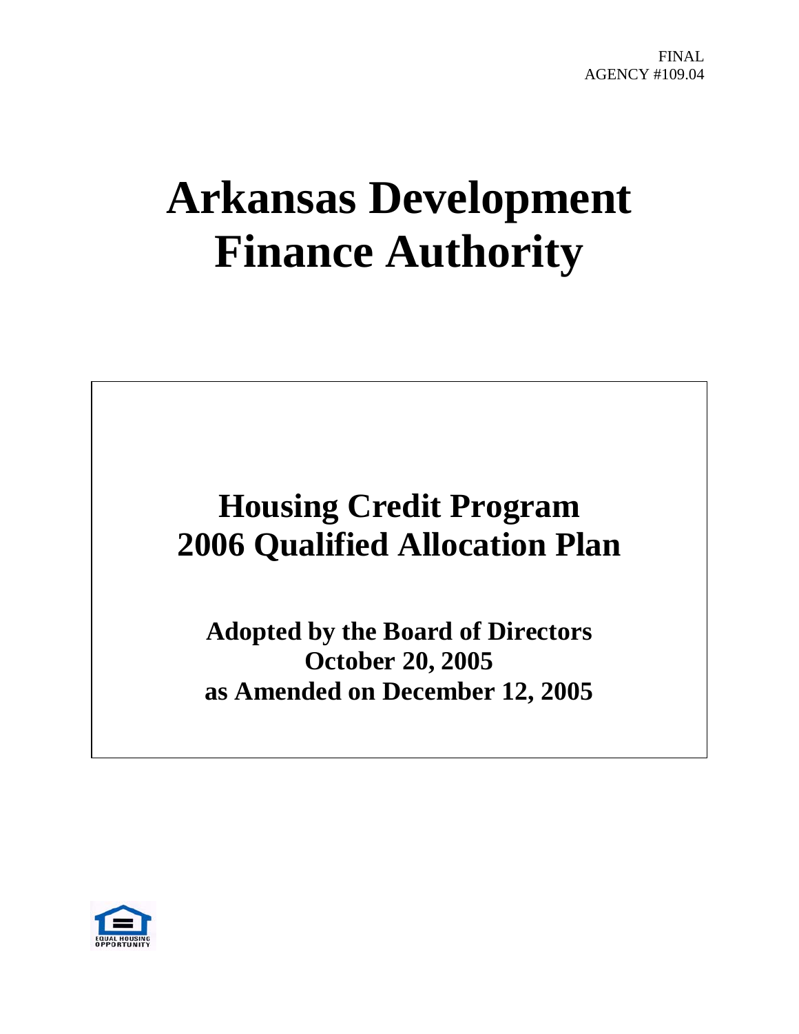FINAL
AGENCY #109.04

# Arkansas Development Finance Authority

## Housing Credit Program
## 2006 Qualified Allocation Plan

**Adopted by the Board of Directors**
**October 20, 2005**
**as Amended on December 12, 2005**

EQUAL HOUSING OPPORTUNITY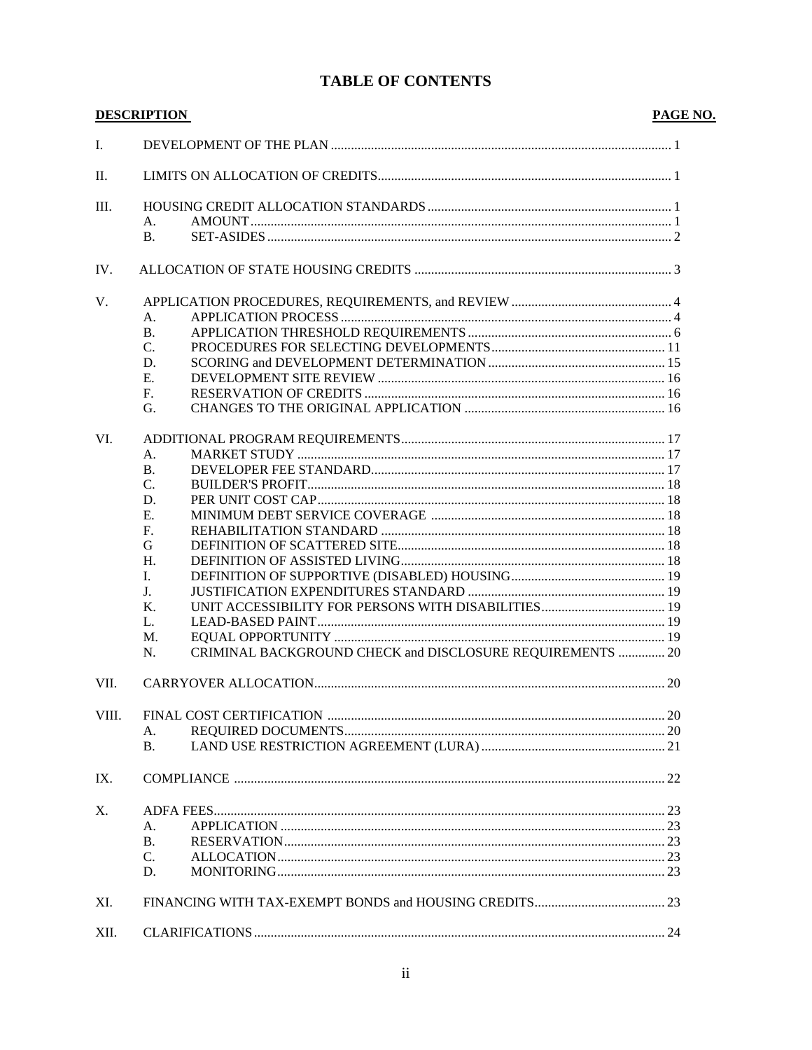# TABLE OF CONTENTS

| DESCRIPTION | | | PAGE NO. |
|---|---|---|---|
| I. | DEVELOPMENT OF THE PLAN | | 1 |
| II. | LIMITS ON ALLOCATION OF CREDITS | | 1 |
| III. | HOUSING CREDIT ALLOCATION STANDARDS | | 1 |
| | A. | AMOUNT | 1 |
| | B. | SET-ASIDES | 2 |
| IV. | ALLOCATION OF STATE HOUSING CREDITS | | 3 |
| V. | APPLICATION PROCEDURES, REQUIREMENTS, and REVIEW | | 4 |
| | A. | APPLICATION PROCESS | 4 |
| | B. | APPLICATION THRESHOLD REQUIREMENTS | 6 |
| | C. | PROCEDURES FOR SELECTING DEVELOPMENTS | 11 |
| | D. | SCORING and DEVELOPMENT DETERMINATION | 15 |
| | E. | DEVELOPMENT SITE REVIEW | 16 |
| | F. | RESERVATION OF CREDITS | 16 |
| | G. | CHANGES TO THE ORIGINAL APPLICATION | 16 |
| VI. | ADDITIONAL PROGRAM REQUIREMENTS | | 17 |
| | A. | MARKET STUDY | 17 |
| | B. | DEVELOPER FEE STANDARD | 17 |
| | C. | BUILDER'S PROFIT | 18 |
| | D. | PER UNIT COST CAP | 18 |
| | E. | MINIMUM DEBT SERVICE COVERAGE | 18 |
| | F. | REHABILITATION STANDARD | 18 |
| | G | DEFINITION OF SCATTERED SITE | 18 |
| | H. | DEFINITION OF ASSISTED LIVING | 18 |
| | I. | DEFINITION OF SUPPORTIVE (DISABLED) HOUSING | 19 |
| | J. | JUSTIFICATION EXPENDITURES STANDARD | 19 |
| | K. | UNIT ACCESSIBILITY FOR PERSONS WITH DISABILITIES | 19 |
| | L. | LEAD-BASED PAINT | 19 |
| | M. | EQUAL OPPORTUNITY | 19 |
| | N. | CRIMINAL BACKGROUND CHECK and DISCLOSURE REQUIREMENTS | 20 |
| VII. | CARRYOVER ALLOCATION | | 20 |
| VIII. | FINAL COST CERTIFICATION | | 20 |
| | A. | REQUIRED DOCUMENTS | 20 |
| | B. | LAND USE RESTRICTION AGREEMENT (LURA) | 21 |
| IX. | COMPLIANCE | | 22 |
| X. | ADFA FEES | | 23 |
| | A. | APPLICATION | 23 |
| | B. | RESERVATION | 23 |
| | C. | ALLOCATION | 23 |
| | D. | MONITORING | 23 |
| XI. | FINANCING WITH TAX-EXEMPT BONDS and HOUSING CREDITS | | 23 |
| XII. | CLARIFICATIONS | | 24 |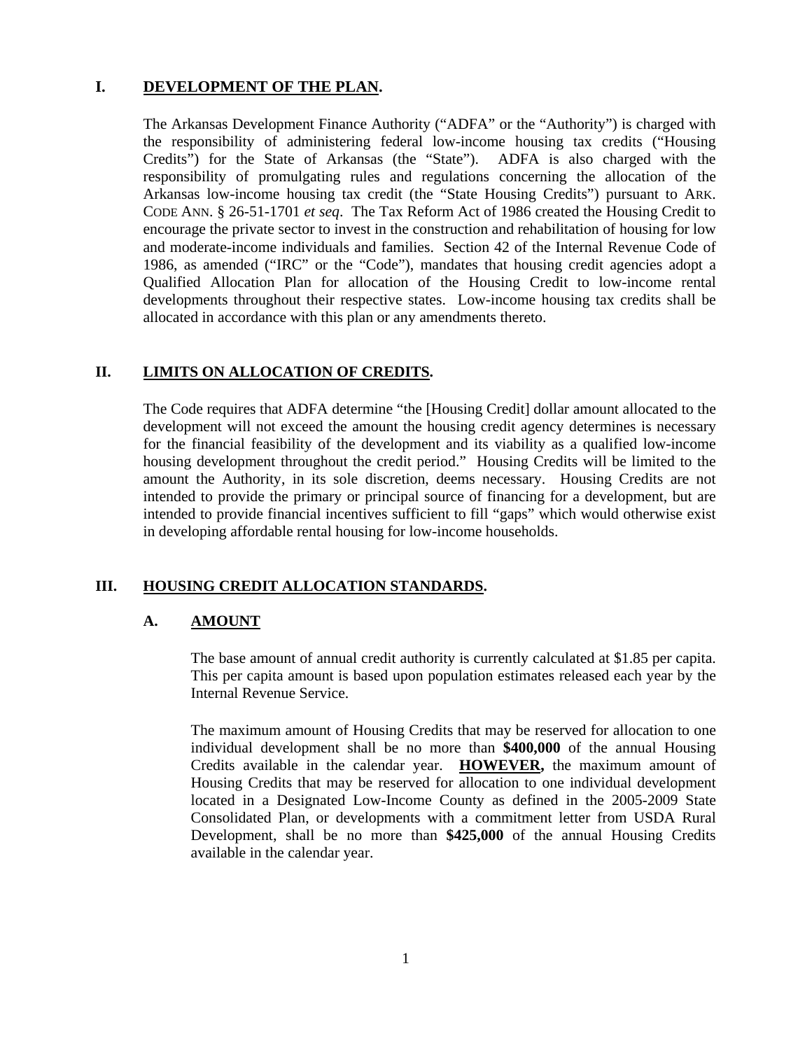## I. DEVELOPMENT OF THE PLAN.

The Arkansas Development Finance Authority ("ADFA" or the "Authority") is charged with the responsibility of administering federal low-income housing tax credits ("Housing Credits") for the State of Arkansas (the "State"). ADFA is also charged with the responsibility of promulgating rules and regulations concerning the allocation of the Arkansas low-income housing tax credit (the "State Housing Credits") pursuant to ARK. CODE ANN. § 26-51-1701 *et seq*. The Tax Reform Act of 1986 created the Housing Credit to encourage the private sector to invest in the construction and rehabilitation of housing for low and moderate-income individuals and families. Section 42 of the Internal Revenue Code of 1986, as amended ("IRC" or the "Code"), mandates that housing credit agencies adopt a Qualified Allocation Plan for allocation of the Housing Credit to low-income rental developments throughout their respective states. Low-income housing tax credits shall be allocated in accordance with this plan or any amendments thereto.

## II. LIMITS ON ALLOCATION OF CREDITS.

The Code requires that ADFA determine "the [Housing Credit] dollar amount allocated to the development will not exceed the amount the housing credit agency determines is necessary for the financial feasibility of the development and its viability as a qualified low-income housing development throughout the credit period." Housing Credits will be limited to the amount the Authority, in its sole discretion, deems necessary. Housing Credits are not intended to provide the primary or principal source of financing for a development, but are intended to provide financial incentives sufficient to fill "gaps" which would otherwise exist in developing affordable rental housing for low-income households.

## III. HOUSING CREDIT ALLOCATION STANDARDS.

### A. AMOUNT

The base amount of annual credit authority is currently calculated at $1.85 per capita. This per capita amount is based upon population estimates released each year by the Internal Revenue Service.

The maximum amount of Housing Credits that may be reserved for allocation to one individual development shall be no more than **$400,000** of the annual Housing Credits available in the calendar year. **HOWEVER,** the maximum amount of Housing Credits that may be reserved for allocation to one individual development located in a Designated Low-Income County as defined in the 2005-2009 State Consolidated Plan, or developments with a commitment letter from USDA Rural Development, shall be no more than **$425,000** of the annual Housing Credits available in the calendar year.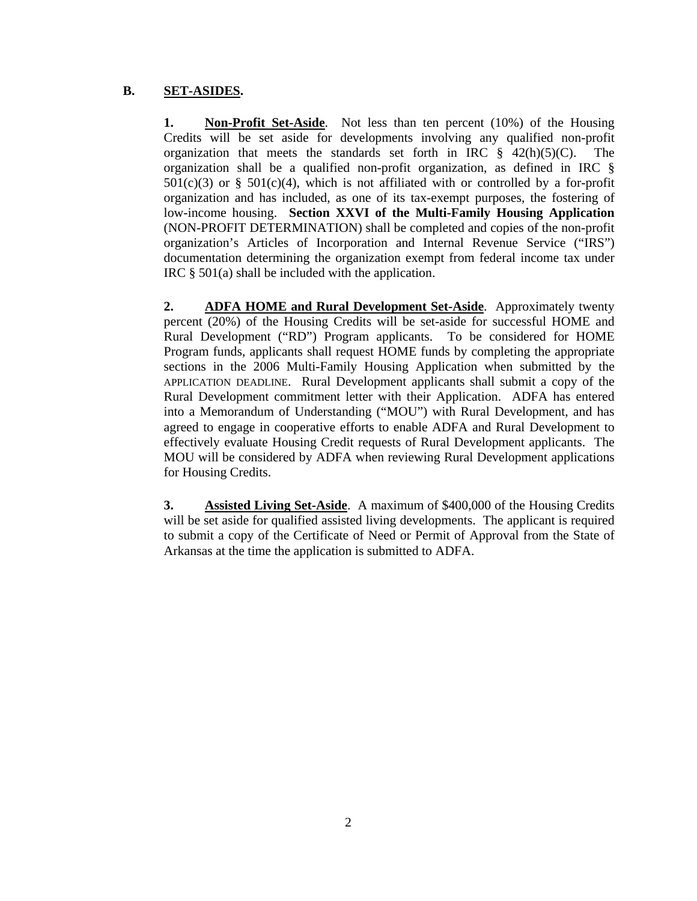## B. SET-ASIDES.

**1. Non-Profit Set-Aside**. Not less than ten percent (10%) of the Housing Credits will be set aside for developments involving any qualified non-profit organization that meets the standards set forth in IRC § 42(h)(5)(C). The organization shall be a qualified non-profit organization, as defined in IRC § 501(c)(3) or § 501(c)(4), which is not affiliated with or controlled by a for-profit organization and has included, as one of its tax-exempt purposes, the fostering of low-income housing. **Section XXVI of the Multi-Family Housing Application** (NON-PROFIT DETERMINATION) shall be completed and copies of the non-profit organization's Articles of Incorporation and Internal Revenue Service ("IRS") documentation determining the organization exempt from federal income tax under IRC § 501(a) shall be included with the application.

**2. ADFA HOME and Rural Development Set-Aside**. Approximately twenty percent (20%) of the Housing Credits will be set-aside for successful HOME and Rural Development ("RD") Program applicants. To be considered for HOME Program funds, applicants shall request HOME funds by completing the appropriate sections in the 2006 Multi-Family Housing Application when submitted by the APPLICATION DEADLINE. Rural Development applicants shall submit a copy of the Rural Development commitment letter with their Application. ADFA has entered into a Memorandum of Understanding ("MOU") with Rural Development, and has agreed to engage in cooperative efforts to enable ADFA and Rural Development to effectively evaluate Housing Credit requests of Rural Development applicants. The MOU will be considered by ADFA when reviewing Rural Development applications for Housing Credits.

**3. Assisted Living Set-Aside**. A maximum of $400,000 of the Housing Credits will be set aside for qualified assisted living developments. The applicant is required to submit a copy of the Certificate of Need or Permit of Approval from the State of Arkansas at the time the application is submitted to ADFA.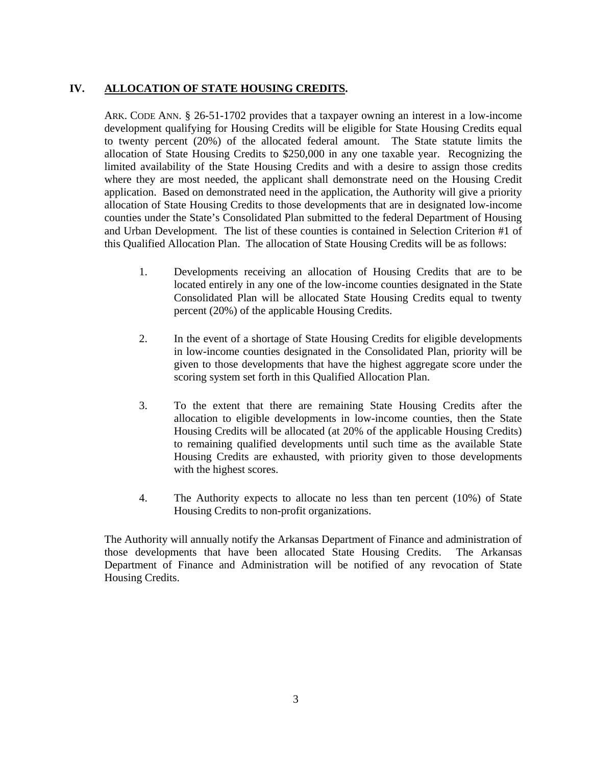## IV. **<u>ALLOCATION OF STATE HOUSING CREDITS</u>.**

ARK. CODE ANN. § 26-51-1702 provides that a taxpayer owning an interest in a low-income development qualifying for Housing Credits will be eligible for State Housing Credits equal to twenty percent (20%) of the allocated federal amount. The State statute limits the allocation of State Housing Credits to $250,000 in any one taxable year. Recognizing the limited availability of the State Housing Credits and with a desire to assign those credits where they are most needed, the applicant shall demonstrate need on the Housing Credit application. Based on demonstrated need in the application, the Authority will give a priority allocation of State Housing Credits to those developments that are in designated low-income counties under the State's Consolidated Plan submitted to the federal Department of Housing and Urban Development. The list of these counties is contained in Selection Criterion #1 of this Qualified Allocation Plan. The allocation of State Housing Credits will be as follows:

1. Developments receiving an allocation of Housing Credits that are to be located entirely in any one of the low-income counties designated in the State Consolidated Plan will be allocated State Housing Credits equal to twenty percent (20%) of the applicable Housing Credits.

2. In the event of a shortage of State Housing Credits for eligible developments in low-income counties designated in the Consolidated Plan, priority will be given to those developments that have the highest aggregate score under the scoring system set forth in this Qualified Allocation Plan.

3. To the extent that there are remaining State Housing Credits after the allocation to eligible developments in low-income counties, then the State Housing Credits will be allocated (at 20% of the applicable Housing Credits) to remaining qualified developments until such time as the available State Housing Credits are exhausted, with priority given to those developments with the highest scores.

4. The Authority expects to allocate no less than ten percent (10%) of State Housing Credits to non-profit organizations.

The Authority will annually notify the Arkansas Department of Finance and administration of those developments that have been allocated State Housing Credits. The Arkansas Department of Finance and Administration will be notified of any revocation of State Housing Credits.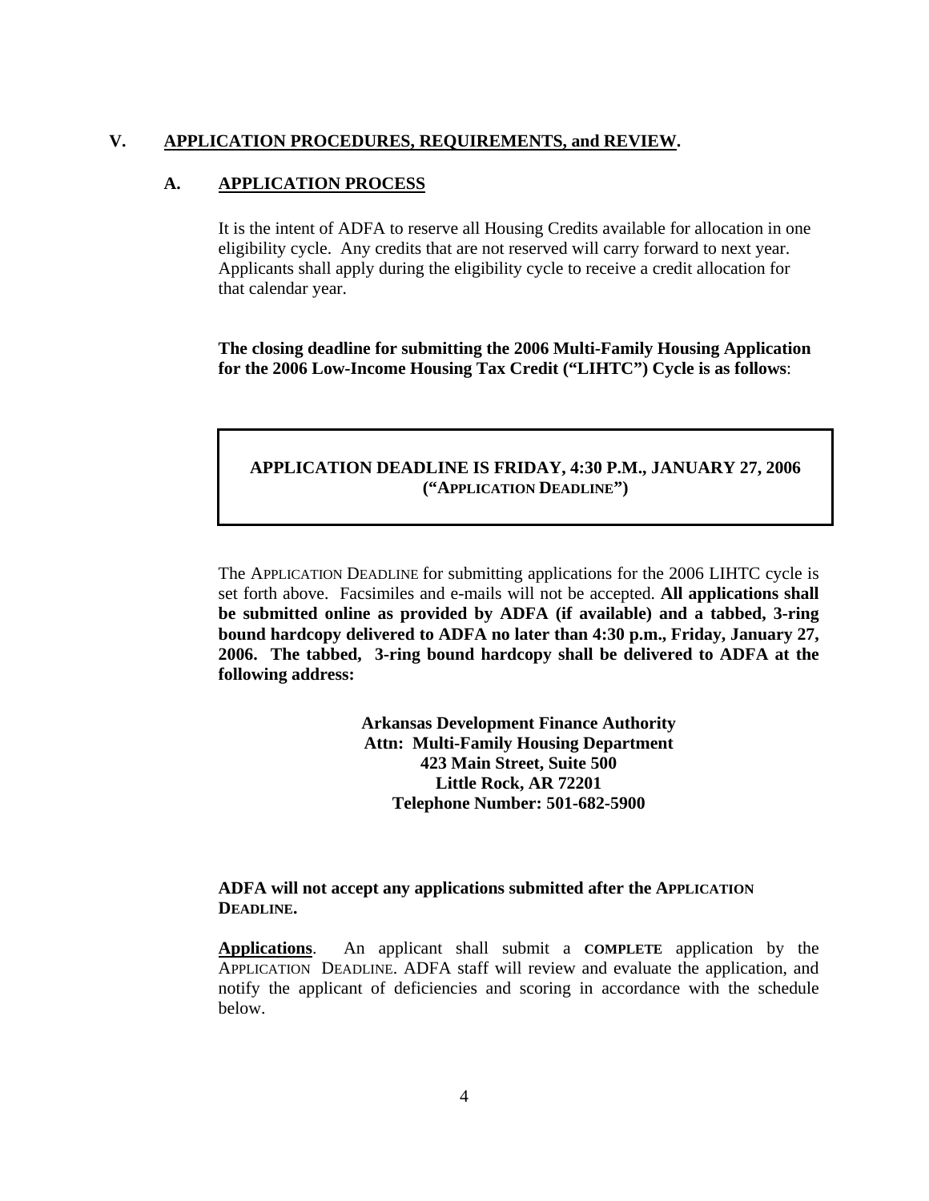## V. APPLICATION PROCEDURES, REQUIREMENTS, and REVIEW.

### A. APPLICATION PROCESS

It is the intent of ADFA to reserve all Housing Credits available for allocation in one eligibility cycle. Any credits that are not reserved will carry forward to next year. Applicants shall apply during the eligibility cycle to receive a credit allocation for that calendar year.

**The closing deadline for submitting the 2006 Multi-Family Housing Application for the 2006 Low-Income Housing Tax Credit ("LIHTC") Cycle is as follows**:

**APPLICATION DEADLINE IS FRIDAY, 4:30 P.M., JANUARY 27, 2006 ("APPLICATION DEADLINE")**

The APPLICATION DEADLINE for submitting applications for the 2006 LIHTC cycle is set forth above. Facsimiles and e-mails will not be accepted. **All applications shall be submitted online as provided by ADFA (if available) and a tabbed, 3-ring bound hardcopy delivered to ADFA no later than 4:30 p.m., Friday, January 27, 2006. The tabbed, 3-ring bound hardcopy shall be delivered to ADFA at the following address:**

**Arkansas Development Finance Authority**
**Attn: Multi-Family Housing Department**
**423 Main Street, Suite 500**
**Little Rock, AR 72201**
**Telephone Number: 501-682-5900**

**ADFA will not accept any applications submitted after the APPLICATION DEADLINE.**

**Applications**. An applicant shall submit a **COMPLETE** application by the APPLICATION DEADLINE. ADFA staff will review and evaluate the application, and notify the applicant of deficiencies and scoring in accordance with the schedule below.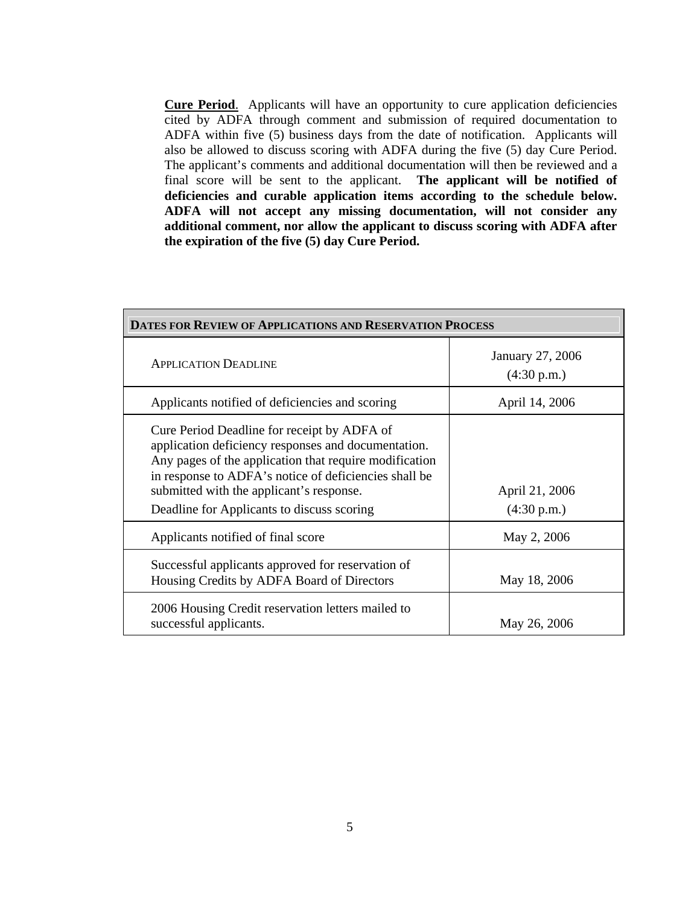**Cure Period**. Applicants will have an opportunity to cure application deficiencies cited by ADFA through comment and submission of required documentation to ADFA within five (5) business days from the date of notification. Applicants will also be allowed to discuss scoring with ADFA during the five (5) day Cure Period. The applicant's comments and additional documentation will then be reviewed and a final score will be sent to the applicant. **The applicant will be notified of deficiencies and curable application items according to the schedule below. ADFA will not accept any missing documentation, will not consider any additional comment, nor allow the applicant to discuss scoring with ADFA after the expiration of the five (5) day Cure Period.**

| **DATES FOR REVIEW OF APPLICATIONS AND RESERVATION PROCESS** | |
|---|---|
| APPLICATION DEADLINE | January 27, 2006 (4:30 p.m.) |
| Applicants notified of deficiencies and scoring | April 14, 2006 |
| Cure Period Deadline for receipt by ADFA of application deficiency responses and documentation. Any pages of the application that require modification in response to ADFA's notice of deficiencies shall be submitted with the applicant's response. Deadline for Applicants to discuss scoring | April 21, 2006 (4:30 p.m.) |
| Applicants notified of final score | May 2, 2006 |
| Successful applicants approved for reservation of Housing Credits by ADFA Board of Directors | May 18, 2006 |
| 2006 Housing Credit reservation letters mailed to successful applicants. | May 26, 2006 |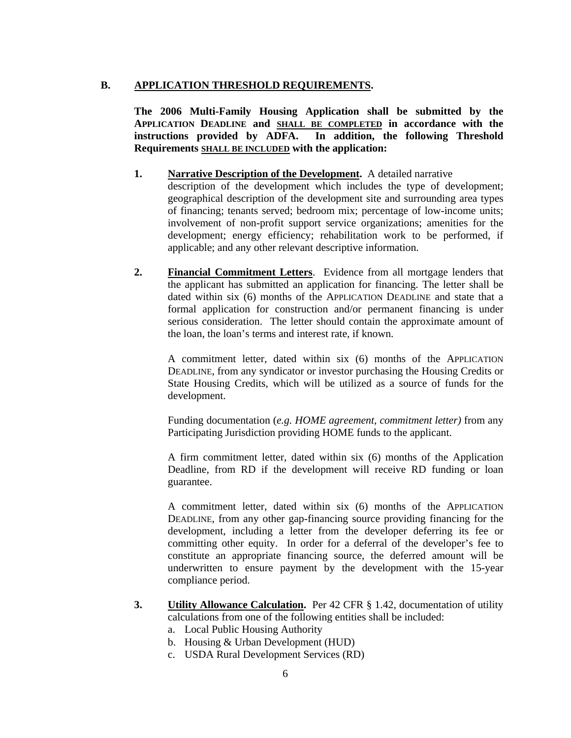## B. APPLICATION THRESHOLD REQUIREMENTS.

**The 2006 Multi-Family Housing Application shall be submitted by the APPLICATION DEADLINE and SHALL BE COMPLETED in accordance with the instructions provided by ADFA. In addition, the following Threshold Requirements SHALL BE INCLUDED with the application:**

1. **Narrative Description of the Development.** A detailed narrative description of the development which includes the type of development; geographical description of the development site and surrounding area types of financing; tenants served; bedroom mix; percentage of low-income units; involvement of non-profit support service organizations; amenities for the development; energy efficiency; rehabilitation work to be performed, if applicable; and any other relevant descriptive information.

2. **Financial Commitment Letters**. Evidence from all mortgage lenders that the applicant has submitted an application for financing. The letter shall be dated within six (6) months of the APPLICATION DEADLINE and state that a formal application for construction and/or permanent financing is under serious consideration. The letter should contain the approximate amount of the loan, the loan's terms and interest rate, if known.

   A commitment letter, dated within six (6) months of the APPLICATION DEADLINE, from any syndicator or investor purchasing the Housing Credits or State Housing Credits, which will be utilized as a source of funds for the development.

   Funding documentation (*e.g. HOME agreement, commitment letter)* from any Participating Jurisdiction providing HOME funds to the applicant.

   A firm commitment letter, dated within six (6) months of the Application Deadline, from RD if the development will receive RD funding or loan guarantee.

   A commitment letter, dated within six (6) months of the APPLICATION DEADLINE, from any other gap-financing source providing financing for the development, including a letter from the developer deferring its fee or committing other equity. In order for a deferral of the developer's fee to constitute an appropriate financing source, the deferred amount will be underwritten to ensure payment by the development with the 15-year compliance period.

3. **Utility Allowance Calculation.** Per 42 CFR § 1.42, documentation of utility calculations from one of the following entities shall be included:
   a. Local Public Housing Authority
   b. Housing & Urban Development (HUD)
   c. USDA Rural Development Services (RD)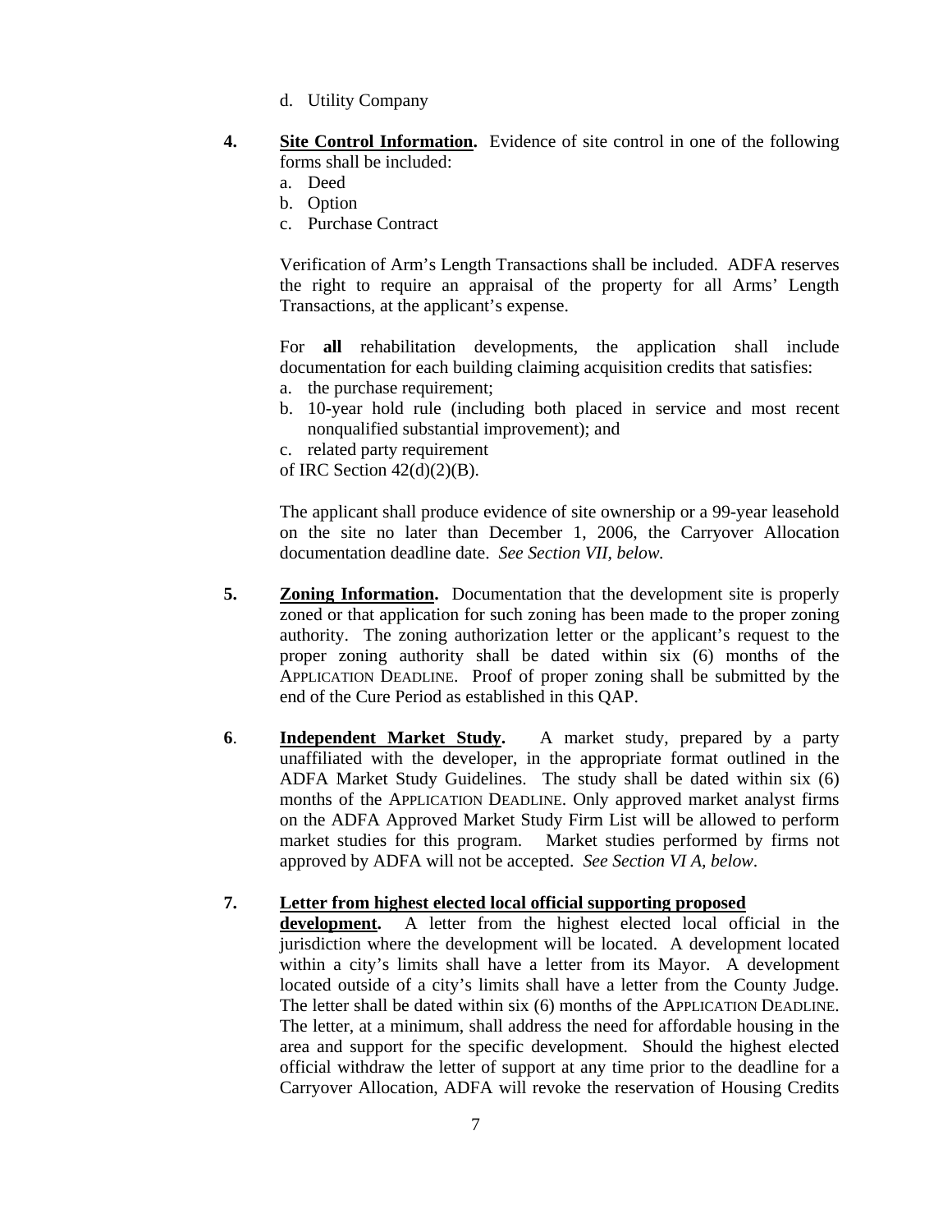d. Utility Company

**4. <u>Site Control Information</u>.** Evidence of site control in one of the following forms shall be included:

a. Deed
b. Option
c. Purchase Contract

Verification of Arm's Length Transactions shall be included. ADFA reserves the right to require an appraisal of the property for all Arms' Length Transactions, at the applicant's expense.

For **all** rehabilitation developments, the application shall include documentation for each building claiming acquisition credits that satisfies:

a. the purchase requirement;
b. 10-year hold rule (including both placed in service and most recent nonqualified substantial improvement); and
c. related party requirement

of IRC Section 42(d)(2)(B).

The applicant shall produce evidence of site ownership or a 99-year leasehold on the site no later than December 1, 2006, the Carryover Allocation documentation deadline date. *See Section VII, below.*

**5. <u>Zoning Information</u>.** Documentation that the development site is properly zoned or that application for such zoning has been made to the proper zoning authority. The zoning authorization letter or the applicant's request to the proper zoning authority shall be dated within six (6) months of the APPLICATION DEADLINE. Proof of proper zoning shall be submitted by the end of the Cure Period as established in this QAP.

**6. <u>Independent Market Study</u>.** A market study, prepared by a party unaffiliated with the developer, in the appropriate format outlined in the ADFA Market Study Guidelines. The study shall be dated within six (6) months of the APPLICATION DEADLINE. Only approved market analyst firms on the ADFA Approved Market Study Firm List will be allowed to perform market studies for this program. Market studies performed by firms not approved by ADFA will not be accepted. *See Section VI A, below*.

**7. <u>Letter from highest elected local official supporting proposed development</u>.** A letter from the highest elected local official in the jurisdiction where the development will be located. A development located within a city's limits shall have a letter from its Mayor. A development located outside of a city's limits shall have a letter from the County Judge. The letter shall be dated within six (6) months of the APPLICATION DEADLINE. The letter, at a minimum, shall address the need for affordable housing in the area and support for the specific development. Should the highest elected official withdraw the letter of support at any time prior to the deadline for a Carryover Allocation, ADFA will revoke the reservation of Housing Credits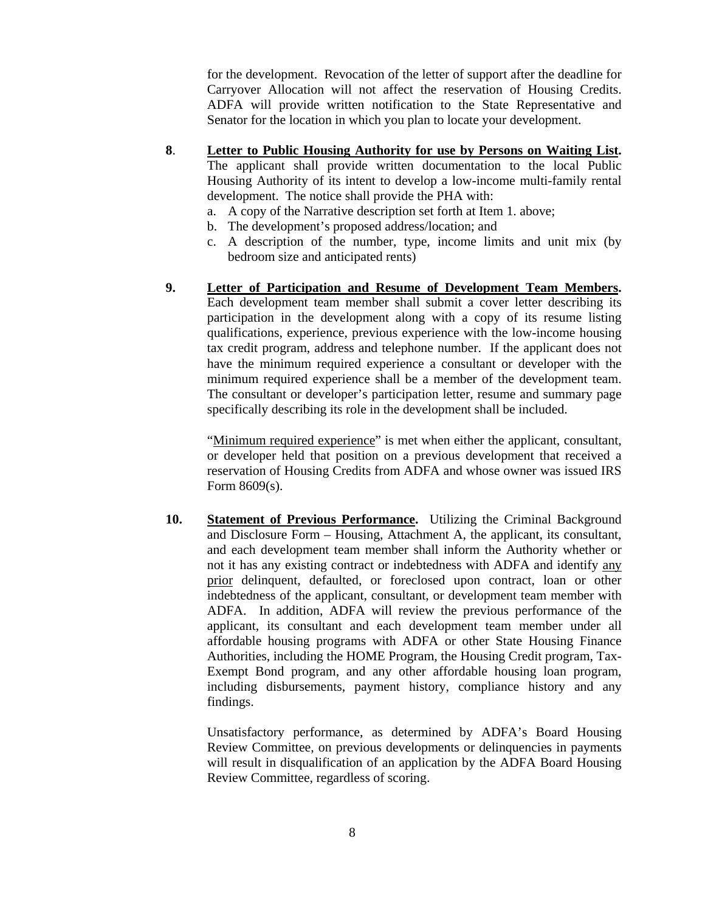for the development. Revocation of the letter of support after the deadline for Carryover Allocation will not affect the reservation of Housing Credits. ADFA will provide written notification to the State Representative and Senator for the location in which you plan to locate your development.

**8**. **<u>Letter to Public Housing Authority for use by Persons on Waiting List</u>.** The applicant shall provide written documentation to the local Public Housing Authority of its intent to develop a low-income multi-family rental development. The notice shall provide the PHA with:

a. A copy of the Narrative description set forth at Item 1. above;
b. The development's proposed address/location; and
c. A description of the number, type, income limits and unit mix (by bedroom size and anticipated rents)

**9.** **<u>Letter of Participation and Resume of Development Team Members</u>.** Each development team member shall submit a cover letter describing its participation in the development along with a copy of its resume listing qualifications, experience, previous experience with the low-income housing tax credit program, address and telephone number. If the applicant does not have the minimum required experience a consultant or developer with the minimum required experience shall be a member of the development team. The consultant or developer's participation letter, resume and summary page specifically describing its role in the development shall be included.

"<u>Minimum required experience</u>" is met when either the applicant, consultant, or developer held that position on a previous development that received a reservation of Housing Credits from ADFA and whose owner was issued IRS Form 8609(s).

**10.** **<u>Statement of Previous Performance</u>.** Utilizing the Criminal Background and Disclosure Form – Housing, Attachment A, the applicant, its consultant, and each development team member shall inform the Authority whether or not it has any existing contract or indebtedness with ADFA and identify <u>any prior</u> delinquent, defaulted, or foreclosed upon contract, loan or other indebtedness of the applicant, consultant, or development team member with ADFA. In addition, ADFA will review the previous performance of the applicant, its consultant and each development team member under all affordable housing programs with ADFA or other State Housing Finance Authorities, including the HOME Program, the Housing Credit program, Tax-Exempt Bond program, and any other affordable housing loan program, including disbursements, payment history, compliance history and any findings.

Unsatisfactory performance, as determined by ADFA's Board Housing Review Committee, on previous developments or delinquencies in payments will result in disqualification of an application by the ADFA Board Housing Review Committee, regardless of scoring.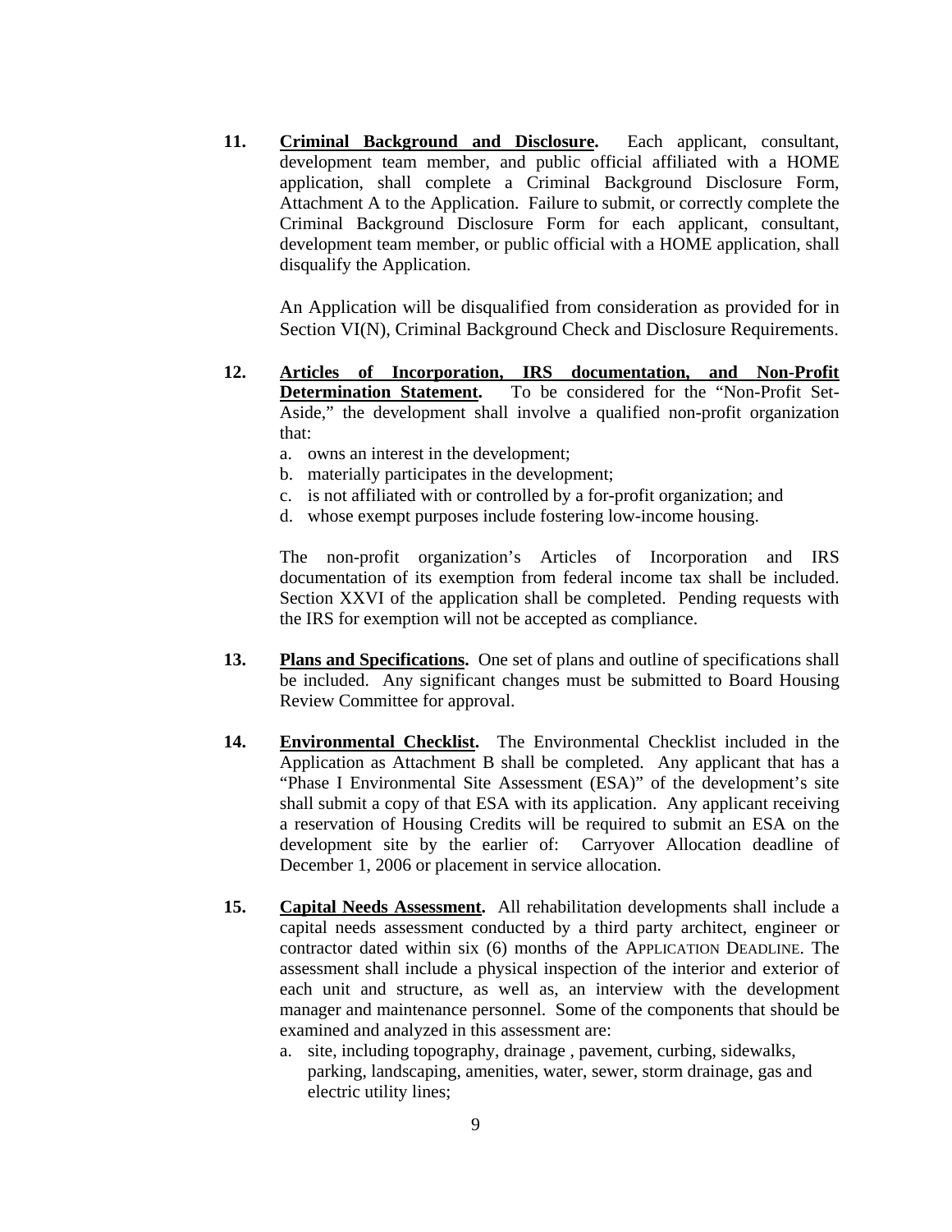**11.** **<u>Criminal Background and Disclosure</u>.** Each applicant, consultant, development team member, and public official affiliated with a HOME application, shall complete a Criminal Background Disclosure Form, Attachment A to the Application. Failure to submit, or correctly complete the Criminal Background Disclosure Form for each applicant, consultant, development team member, or public official with a HOME application, shall disqualify the Application.

An Application will be disqualified from consideration as provided for in Section VI(N), Criminal Background Check and Disclosure Requirements.

**12.** **<u>Articles of Incorporation, IRS documentation, and Non-Profit Determination Statement</u>.** To be considered for the "Non-Profit Set-Aside," the development shall involve a qualified non-profit organization that:

a. owns an interest in the development;
b. materially participates in the development;
c. is not affiliated with or controlled by a for-profit organization; and
d. whose exempt purposes include fostering low-income housing.

The non-profit organization's Articles of Incorporation and IRS documentation of its exemption from federal income tax shall be included. Section XXVI of the application shall be completed. Pending requests with the IRS for exemption will not be accepted as compliance.

**13.** **<u>Plans and Specifications</u>.** One set of plans and outline of specifications shall be included. Any significant changes must be submitted to Board Housing Review Committee for approval.

**14.** **<u>Environmental Checklist</u>.** The Environmental Checklist included in the Application as Attachment B shall be completed. Any applicant that has a "Phase I Environmental Site Assessment (ESA)" of the development's site shall submit a copy of that ESA with its application. Any applicant receiving a reservation of Housing Credits will be required to submit an ESA on the development site by the earlier of: Carryover Allocation deadline of December 1, 2006 or placement in service allocation.

**15.** **<u>Capital Needs Assessment</u>.** All rehabilitation developments shall include a capital needs assessment conducted by a third party architect, engineer or contractor dated within six (6) months of the APPLICATION DEADLINE. The assessment shall include a physical inspection of the interior and exterior of each unit and structure, as well as, an interview with the development manager and maintenance personnel. Some of the components that should be examined and analyzed in this assessment are:

a. site, including topography, drainage , pavement, curbing, sidewalks, parking, landscaping, amenities, water, sewer, storm drainage, gas and electric utility lines;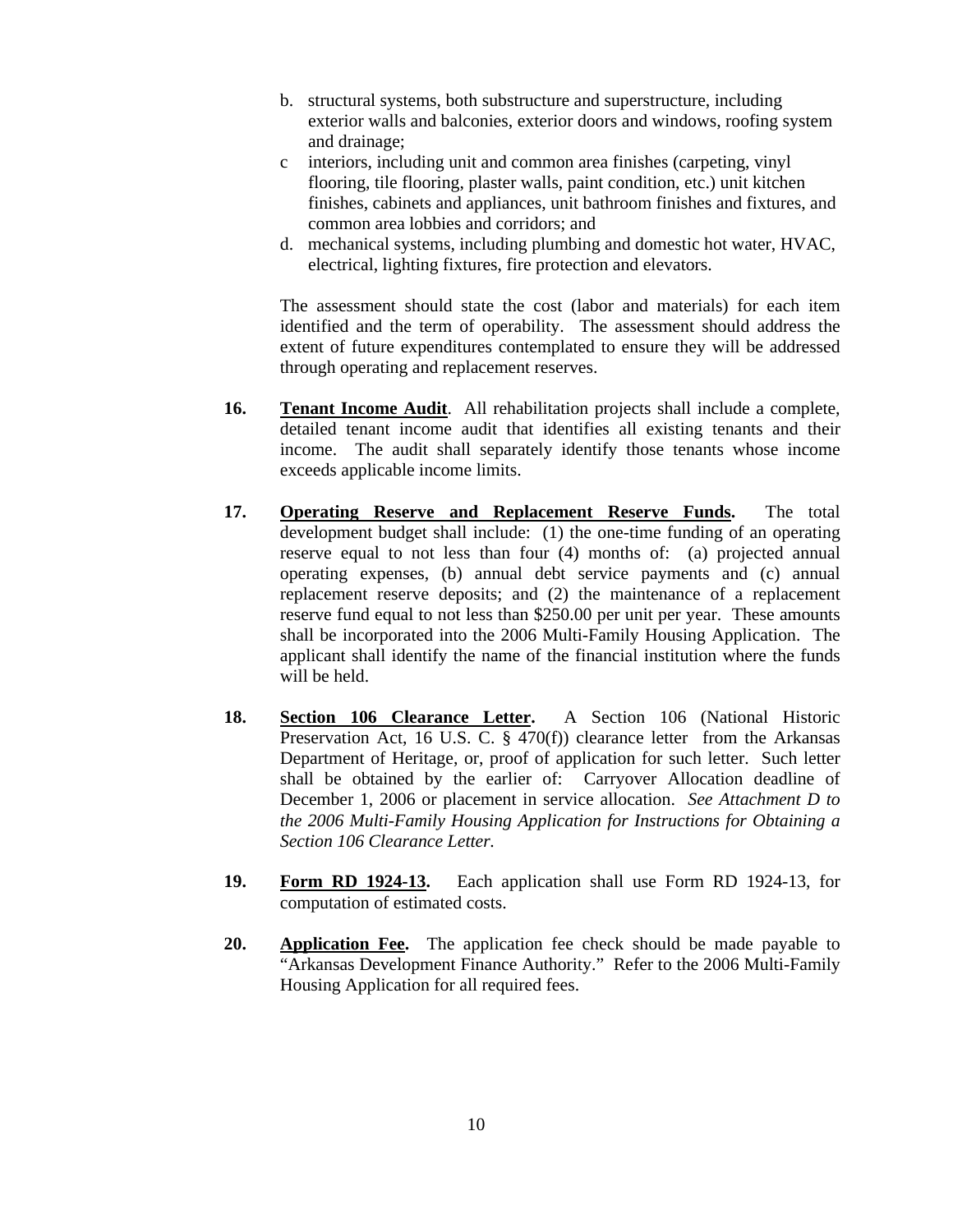b. structural systems, both substructure and superstructure, including exterior walls and balconies, exterior doors and windows, roofing system and drainage;
c interiors, including unit and common area finishes (carpeting, vinyl flooring, tile flooring, plaster walls, paint condition, etc.) unit kitchen finishes, cabinets and appliances, unit bathroom finishes and fixtures, and common area lobbies and corridors; and
d. mechanical systems, including plumbing and domestic hot water, HVAC, electrical, lighting fixtures, fire protection and elevators.

The assessment should state the cost (labor and materials) for each item identified and the term of operability. The assessment should address the extent of future expenditures contemplated to ensure they will be addressed through operating and replacement reserves.

**16.** **Tenant Income Audit**. All rehabilitation projects shall include a complete, detailed tenant income audit that identifies all existing tenants and their income. The audit shall separately identify those tenants whose income exceeds applicable income limits.

**17.** **Operating Reserve and Replacement Reserve Funds.** The total development budget shall include: (1) the one-time funding of an operating reserve equal to not less than four (4) months of: (a) projected annual operating expenses, (b) annual debt service payments and (c) annual replacement reserve deposits; and (2) the maintenance of a replacement reserve fund equal to not less than $250.00 per unit per year. These amounts shall be incorporated into the 2006 Multi-Family Housing Application. The applicant shall identify the name of the financial institution where the funds will be held.

**18.** **Section 106 Clearance Letter.** A Section 106 (National Historic Preservation Act, 16 U.S. C. § 470(f)) clearance letter from the Arkansas Department of Heritage, or, proof of application for such letter. Such letter shall be obtained by the earlier of: Carryover Allocation deadline of December 1, 2006 or placement in service allocation. *See Attachment D to the 2006 Multi-Family Housing Application for Instructions for Obtaining a Section 106 Clearance Letter.*

**19.** **Form RD 1924-13.** Each application shall use Form RD 1924-13, for computation of estimated costs.

**20.** **Application Fee.** The application fee check should be made payable to "Arkansas Development Finance Authority." Refer to the 2006 Multi-Family Housing Application for all required fees.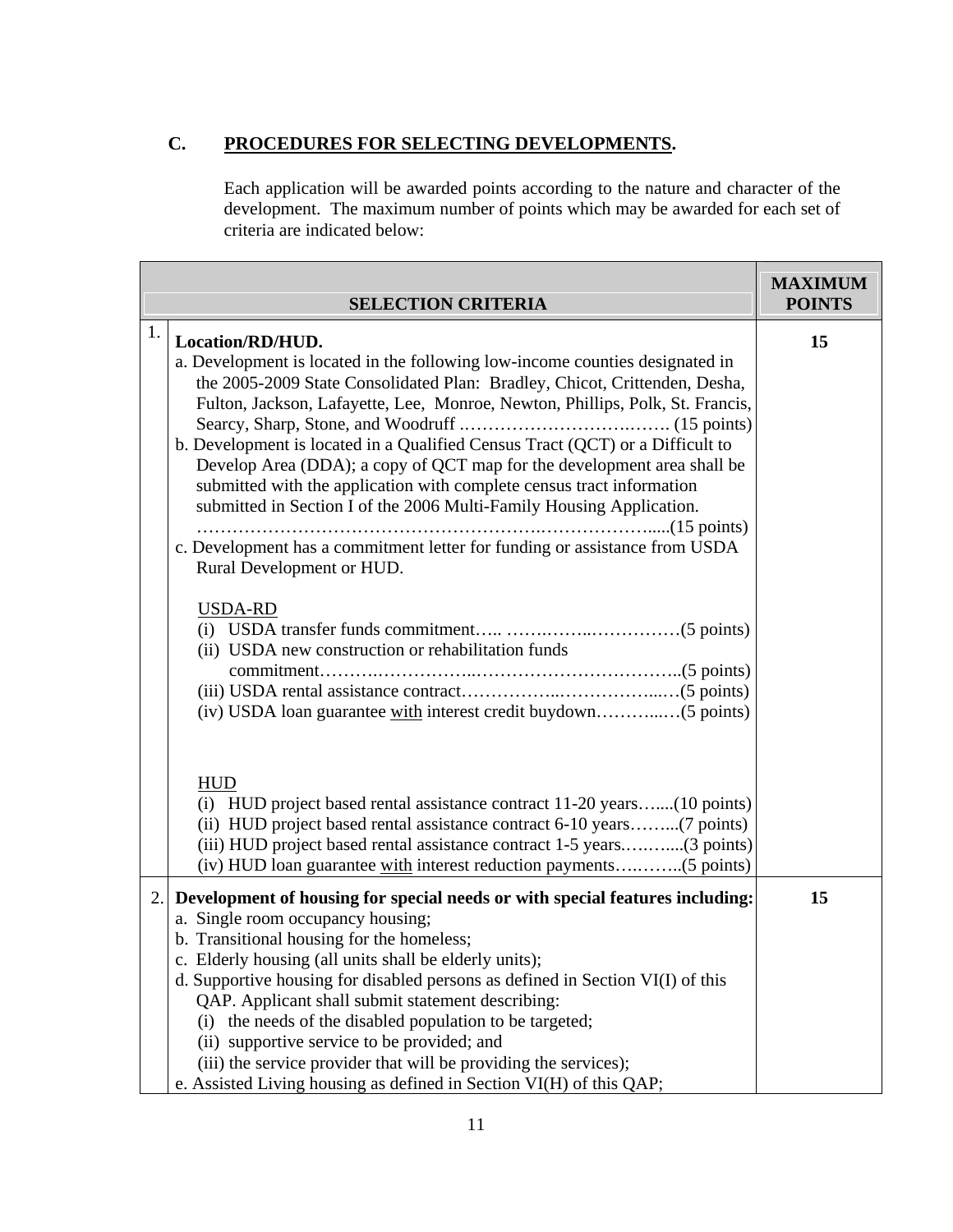## C. PROCEDURES FOR SELECTING DEVELOPMENTS.

Each application will be awarded points according to the nature and character of the development. The maximum number of points which may be awarded for each set of criteria are indicated below:

| | SELECTION CRITERIA | MAXIMUM POINTS |
|---|---|---|
| 1. | **Location/RD/HUD.**<br>a. Development is located in the following low-income counties designated in the 2005-2009 State Consolidated Plan: Bradley, Chicot, Crittenden, Desha, Fulton, Jackson, Lafayette, Lee, Monroe, Newton, Phillips, Polk, St. Francis, Searcy, Sharp, Stone, and Woodruff .……………………….……. (15 points)<br>b. Development is located in a Qualified Census Tract (QCT) or a Difficult to Develop Area (DDA); a copy of QCT map for the development area shall be submitted with the application with complete census tract information submitted in Section I of the 2006 Multi-Family Housing Application. ……………………………………………….……………….....(15 points)<br>c. Development has a commitment letter for funding or assistance from USDA Rural Development or HUD.<br><br><u>USDA-RD</u><br>(i) USDA transfer funds commitment….. …….……..……………(5 points)<br>(ii) USDA new construction or rehabilitation funds commitment……….……………..……………………………..(5 points)<br>(iii) USDA rental assistance contract……………..……………...…(5 points)<br>(iv) USDA loan guarantee <u>with</u> interest credit buydown………...…(5 points)<br><br><u>HUD</u><br>(i) HUD project based rental assistance contract 11-20 years…....(10 points)<br>(ii) HUD project based rental assistance contract 6-10 years……...(7 points)<br>(iii) HUD project based rental assistance contract 1-5 years.…..…....(3 points)<br>(iv) HUD loan guarantee <u>with</u> interest reduction payments….……..(5 points) | **15** |
| 2. | **Development of housing for special needs or with special features including:**<br>a. Single room occupancy housing;<br>b. Transitional housing for the homeless;<br>c. Elderly housing (all units shall be elderly units);<br>d. Supportive housing for disabled persons as defined in Section VI(I) of this QAP. Applicant shall submit statement describing:<br>(i) the needs of the disabled population to be targeted;<br>(ii) supportive service to be provided; and<br>(iii) the service provider that will be providing the services);<br>e. Assisted Living housing as defined in Section VI(H) of this QAP; | **15** |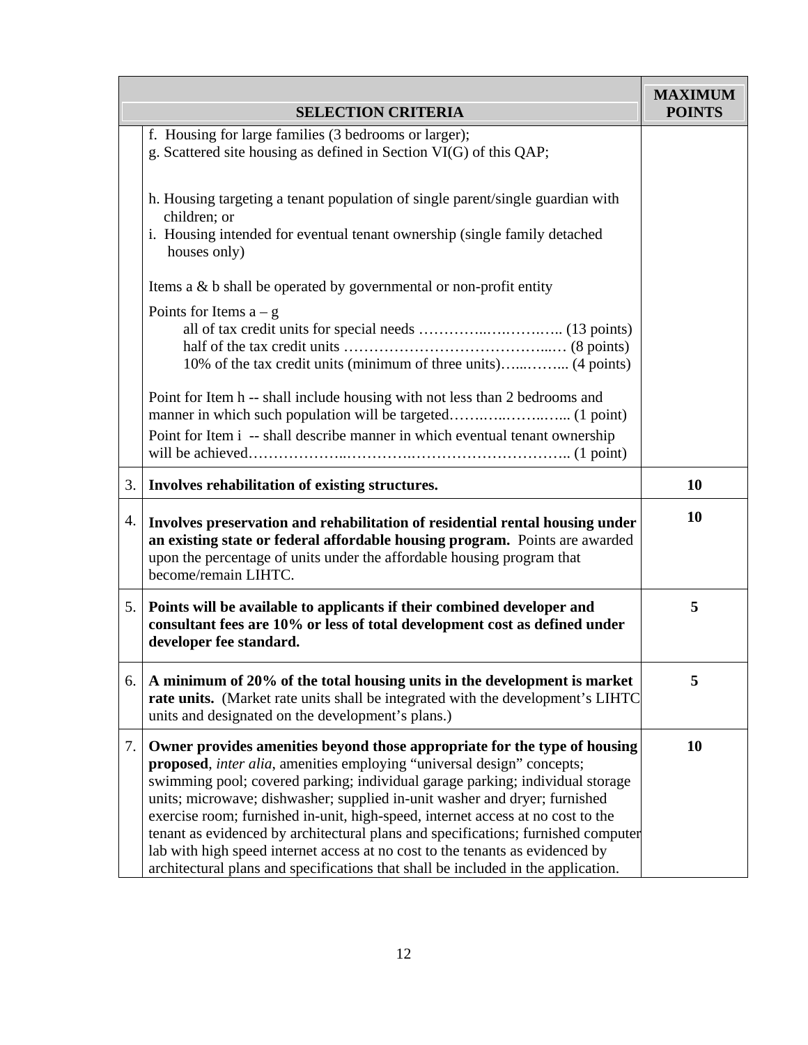| | SELECTION CRITERIA | MAXIMUM POINTS |
|---|---|---|
| | f. Housing for large families (3 bedrooms or larger);<br>g. Scattered site housing as defined in Section VI(G) of this QAP;<br><br>h. Housing targeting a tenant population of single parent/single guardian with children; or<br>i. Housing intended for eventual tenant ownership (single family detached houses only)<br><br>Items a & b shall be operated by governmental or non-profit entity<br><br>Points for Items a – g<br>all of tax credit units for special needs ………….…….…….. (13 points)<br>half of the tax credit units …………………………………..… (8 points)<br>10% of the tax credit units (minimum of three units)…...……... (4 points)<br><br>Point for Item h -- shall include housing with not less than 2 bedrooms and manner in which such population will be targeted…….…..……..…... (1 point)<br>Point for Item i -- shall describe manner in which eventual tenant ownership will be achieved………………..…………..………………………….. (1 point) | |
| 3. | **Involves rehabilitation of existing structures.** | **10** |
| 4. | **Involves preservation and rehabilitation of residential rental housing under an existing state or federal affordable housing program.** Points are awarded upon the percentage of units under the affordable housing program that become/remain LIHTC. | **10** |
| 5. | **Points will be available to applicants if their combined developer and consultant fees are 10% or less of total development cost as defined under developer fee standard.** | **5** |
| 6. | **A minimum of 20% of the total housing units in the development is market rate units.** (Market rate units shall be integrated with the development's LIHTC units and designated on the development's plans.) | **5** |
| 7. | **Owner provides amenities beyond those appropriate for the type of housing proposed**, *inter alia*, amenities employing "universal design" concepts; swimming pool; covered parking; individual garage parking; individual storage units; microwave; dishwasher; supplied in-unit washer and dryer; furnished exercise room; furnished in-unit, high-speed, internet access at no cost to the tenant as evidenced by architectural plans and specifications; furnished computer lab with high speed internet access at no cost to the tenants as evidenced by architectural plans and specifications that shall be included in the application. | **10** |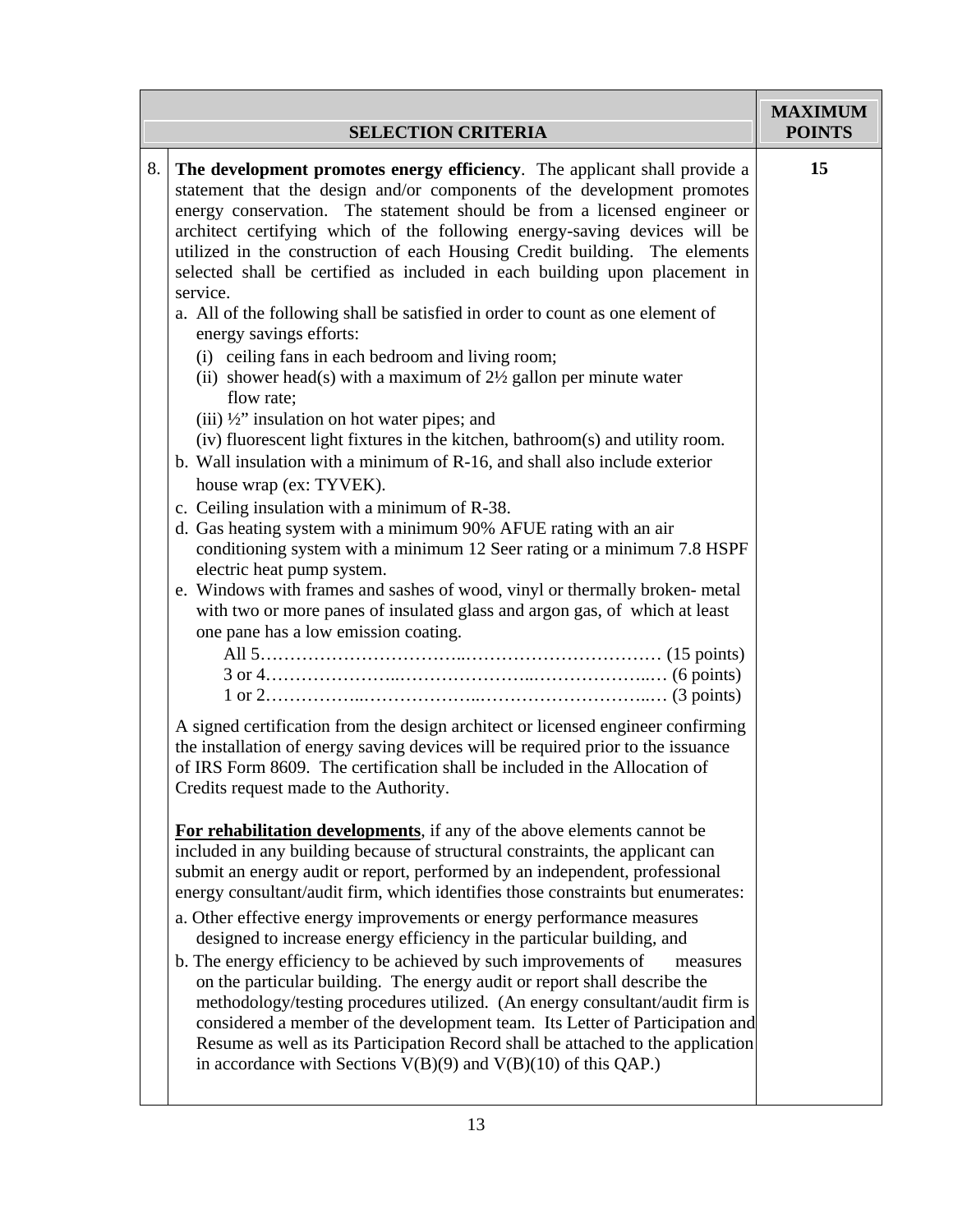| | SELECTION CRITERIA | MAXIMUM POINTS |
|---|---|---|
| 8. | **The development promotes energy efficiency**. The applicant shall provide a statement that the design and/or components of the development promotes energy conservation. The statement should be from a licensed engineer or architect certifying which of the following energy-saving devices will be utilized in the construction of each Housing Credit building. The elements selected shall be certified as included in each building upon placement in service.<br>a. All of the following shall be satisfied in order to count as one element of energy savings efforts:<br>(i) ceiling fans in each bedroom and living room;<br>(ii) shower head(s) with a maximum of 2½ gallon per minute water flow rate;<br>(iii) ½" insulation on hot water pipes; and<br>(iv) fluorescent light fixtures in the kitchen, bathroom(s) and utility room.<br>b. Wall insulation with a minimum of R-16, and shall also include exterior house wrap (ex: TYVEK).<br>c. Ceiling insulation with a minimum of R-38.<br>d. Gas heating system with a minimum 90% AFUE rating with an air conditioning system with a minimum 12 Seer rating or a minimum 7.8 HSPF electric heat pump system.<br>e. Windows with frames and sashes of wood, vinyl or thermally broken- metal with two or more panes of insulated glass and argon gas, of which at least one pane has a low emission coating.<br>All 5………………………………………………………… (15 points)<br>3 or 4…………………………………………………………… (6 points)<br>1 or 2…………………………………………………………… (3 points)<br><br>A signed certification from the design architect or licensed engineer confirming the installation of energy saving devices will be required prior to the issuance of IRS Form 8609. The certification shall be included in the Allocation of Credits request made to the Authority.<br><br>**For rehabilitation developments**, if any of the above elements cannot be included in any building because of structural constraints, the applicant can submit an energy audit or report, performed by an independent, professional energy consultant/audit firm, which identifies those constraints but enumerates:<br>a. Other effective energy improvements or energy performance measures designed to increase energy efficiency in the particular building, and<br>b. The energy efficiency to be achieved by such improvements of measures on the particular building. The energy audit or report shall describe the methodology/testing procedures utilized. (An energy consultant/audit firm is considered a member of the development team. Its Letter of Participation and Resume as well as its Participation Record shall be attached to the application in accordance with Sections V(B)(9) and V(B)(10) of this QAP.) | 15 |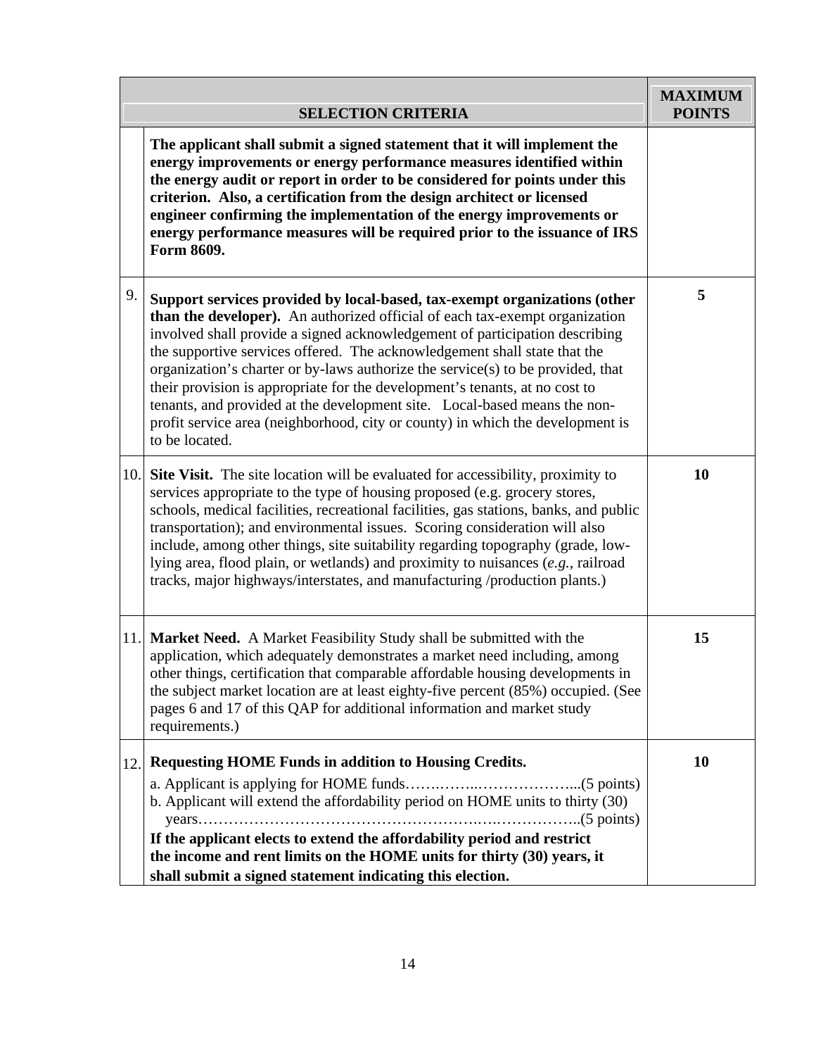| | SELECTION CRITERIA | MAXIMUM POINTS |
|---|---|---|
| | **The applicant shall submit a signed statement that it will implement the energy improvements or energy performance measures identified within the energy audit or report in order to be considered for points under this criterion. Also, a certification from the design architect or licensed engineer confirming the implementation of the energy improvements or energy performance measures will be required prior to the issuance of IRS Form 8609.** | |
| 9. | **Support services provided by local-based, tax-exempt organizations (other than the developer).** An authorized official of each tax-exempt organization involved shall provide a signed acknowledgement of participation describing the supportive services offered. The acknowledgement shall state that the organization's charter or by-laws authorize the service(s) to be provided, that their provision is appropriate for the development's tenants, at no cost to tenants, and provided at the development site. Local-based means the non-profit service area (neighborhood, city or county) in which the development is to be located. | **5** |
| 10. | **Site Visit.** The site location will be evaluated for accessibility, proximity to services appropriate to the type of housing proposed (e.g. grocery stores, schools, medical facilities, recreational facilities, gas stations, banks, and public transportation); and environmental issues. Scoring consideration will also include, among other things, site suitability regarding topography (grade, low-lying area, flood plain, or wetlands) and proximity to nuisances (*e.g.*, railroad tracks, major highways/interstates, and manufacturing /production plants.) | **10** |
| 11. | **Market Need.** A Market Feasibility Study shall be submitted with the application, which adequately demonstrates a market need including, among other things, certification that comparable affordable housing developments in the subject market location are at least eighty-five percent (85%) occupied. (See pages 6 and 17 of this QAP for additional information and market study requirements.) | **15** |
| 12. | **Requesting HOME Funds in addition to Housing Credits.**<br>a. Applicant is applying for HOME funds……..……..………………...(5 points)<br>b. Applicant will extend the affordability period on HOME units to thirty (30) years…………………………………………….….…………….(5 points)<br>**If the applicant elects to extend the affordability period and restrict the income and rent limits on the HOME units for thirty (30) years, it shall submit a signed statement indicating this election.** | **10** |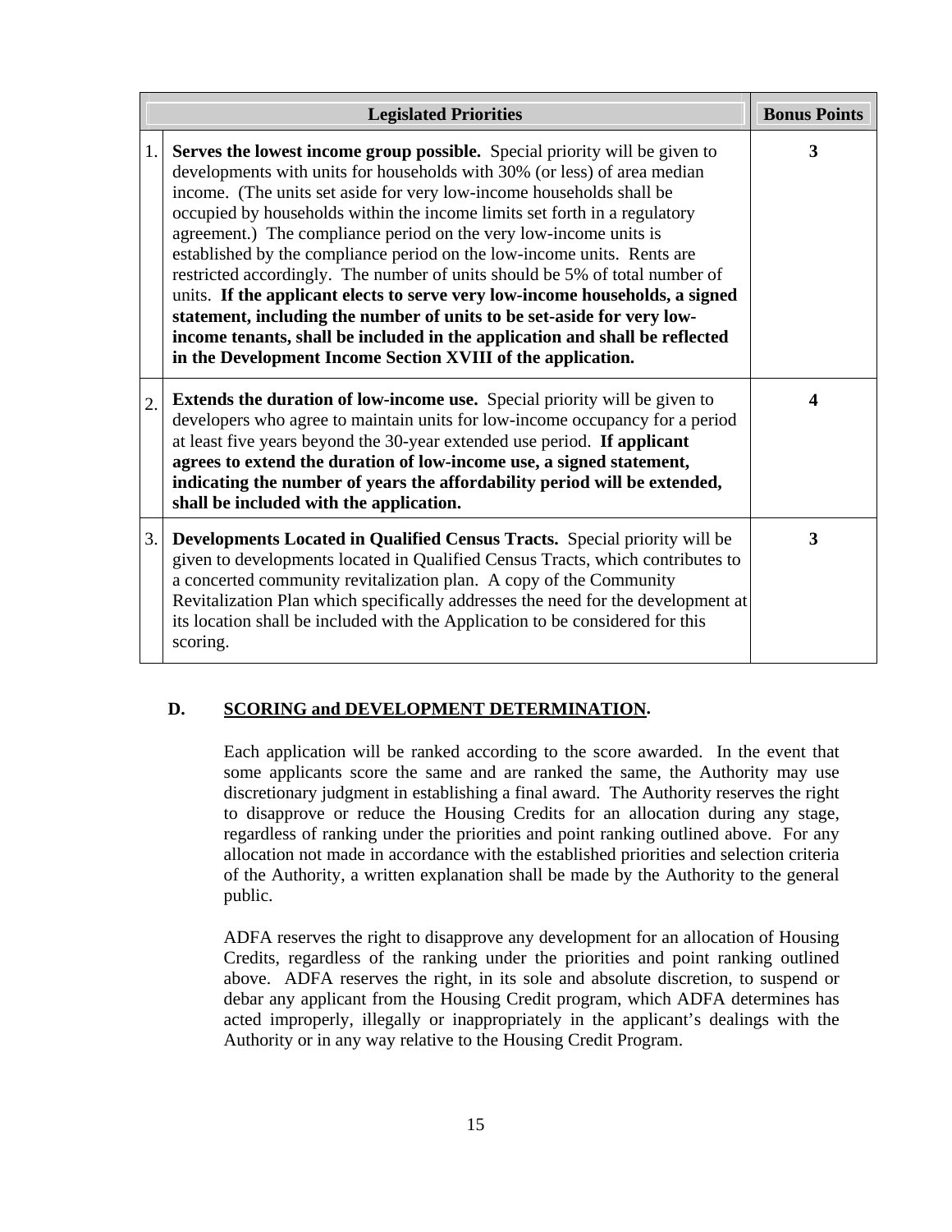| | Legislated Priorities | Bonus Points |
|---|---|---|
| 1. | **Serves the lowest income group possible.** Special priority will be given to developments with units for households with 30% (or less) of area median income. (The units set aside for very low-income households shall be occupied by households within the income limits set forth in a regulatory agreement.) The compliance period on the very low-income units is established by the compliance period on the low-income units. Rents are restricted accordingly. The number of units should be 5% of total number of units. **If the applicant elects to serve very low-income households, a signed statement, including the number of units to be set-aside for very low-income tenants, shall be included in the application and shall be reflected in the Development Income Section XVIII of the application.** | **3** |
| 2. | **Extends the duration of low-income use.** Special priority will be given to developers who agree to maintain units for low-income occupancy for a period at least five years beyond the 30-year extended use period. **If applicant agrees to extend the duration of low-income use, a signed statement, indicating the number of years the affordability period will be extended, shall be included with the application.** | **4** |
| 3. | **Developments Located in Qualified Census Tracts.** Special priority will be given to developments located in Qualified Census Tracts, which contributes to a concerted community revitalization plan. A copy of the Community Revitalization Plan which specifically addresses the need for the development at its location shall be included with the Application to be considered for this scoring. | **3** |

**D. <u>SCORING and DEVELOPMENT DETERMINATION</u>.**

Each application will be ranked according to the score awarded. In the event that some applicants score the same and are ranked the same, the Authority may use discretionary judgment in establishing a final award. The Authority reserves the right to disapprove or reduce the Housing Credits for an allocation during any stage, regardless of ranking under the priorities and point ranking outlined above. For any allocation not made in accordance with the established priorities and selection criteria of the Authority, a written explanation shall be made by the Authority to the general public.

ADFA reserves the right to disapprove any development for an allocation of Housing Credits, regardless of the ranking under the priorities and point ranking outlined above. ADFA reserves the right, in its sole and absolute discretion, to suspend or debar any applicant from the Housing Credit program, which ADFA determines has acted improperly, illegally or inappropriately in the applicant's dealings with the Authority or in any way relative to the Housing Credit Program.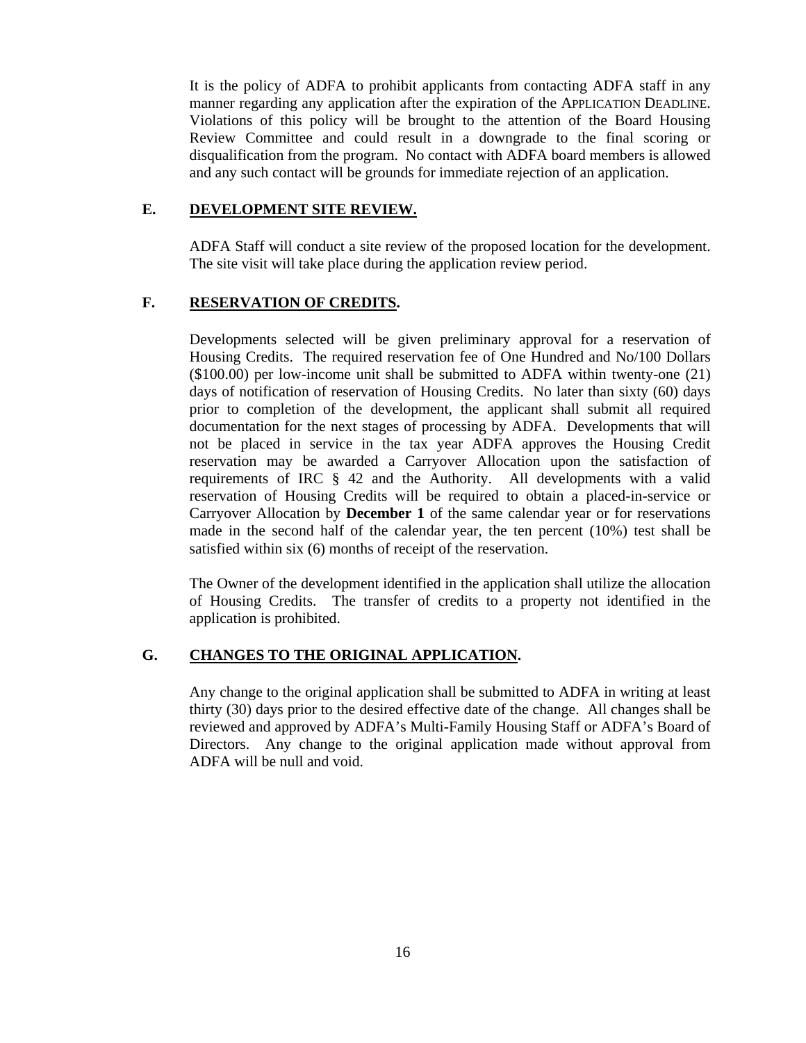It is the policy of ADFA to prohibit applicants from contacting ADFA staff in any manner regarding any application after the expiration of the APPLICATION DEADLINE. Violations of this policy will be brought to the attention of the Board Housing Review Committee and could result in a downgrade to the final scoring or disqualification from the program. No contact with ADFA board members is allowed and any such contact will be grounds for immediate rejection of an application.

### E. DEVELOPMENT SITE REVIEW.

ADFA Staff will conduct a site review of the proposed location for the development. The site visit will take place during the application review period.

### F. RESERVATION OF CREDITS.

Developments selected will be given preliminary approval for a reservation of Housing Credits. The required reservation fee of One Hundred and No/100 Dollars ($100.00) per low-income unit shall be submitted to ADFA within twenty-one (21) days of notification of reservation of Housing Credits. No later than sixty (60) days prior to completion of the development, the applicant shall submit all required documentation for the next stages of processing by ADFA. Developments that will not be placed in service in the tax year ADFA approves the Housing Credit reservation may be awarded a Carryover Allocation upon the satisfaction of requirements of IRC § 42 and the Authority. All developments with a valid reservation of Housing Credits will be required to obtain a placed-in-service or Carryover Allocation by **December 1** of the same calendar year or for reservations made in the second half of the calendar year, the ten percent (10%) test shall be satisfied within six (6) months of receipt of the reservation.

The Owner of the development identified in the application shall utilize the allocation of Housing Credits. The transfer of credits to a property not identified in the application is prohibited.

### G. CHANGES TO THE ORIGINAL APPLICATION.

Any change to the original application shall be submitted to ADFA in writing at least thirty (30) days prior to the desired effective date of the change. All changes shall be reviewed and approved by ADFA's Multi-Family Housing Staff or ADFA's Board of Directors. Any change to the original application made without approval from ADFA will be null and void.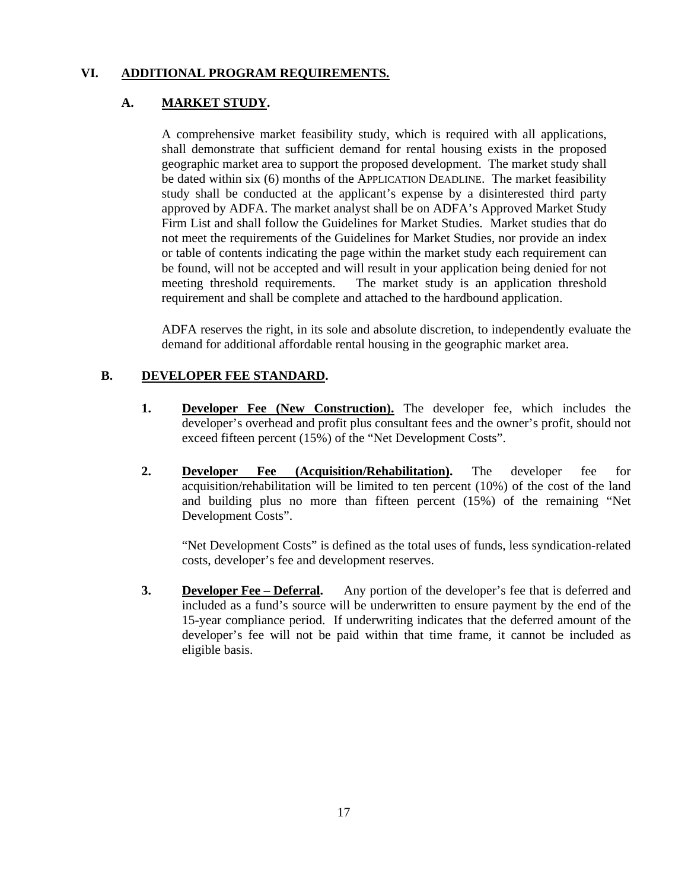## VI. ADDITIONAL PROGRAM REQUIREMENTS.

### A. MARKET STUDY.

A comprehensive market feasibility study, which is required with all applications, shall demonstrate that sufficient demand for rental housing exists in the proposed geographic market area to support the proposed development. The market study shall be dated within six (6) months of the APPLICATION DEADLINE. The market feasibility study shall be conducted at the applicant's expense by a disinterested third party approved by ADFA. The market analyst shall be on ADFA's Approved Market Study Firm List and shall follow the Guidelines for Market Studies. Market studies that do not meet the requirements of the Guidelines for Market Studies, nor provide an index or table of contents indicating the page within the market study each requirement can be found, will not be accepted and will result in your application being denied for not meeting threshold requirements. The market study is an application threshold requirement and shall be complete and attached to the hardbound application.

ADFA reserves the right, in its sole and absolute discretion, to independently evaluate the demand for additional affordable rental housing in the geographic market area.

### B. DEVELOPER FEE STANDARD.

1. **Developer Fee (New Construction).** The developer fee, which includes the developer's overhead and profit plus consultant fees and the owner's profit, should not exceed fifteen percent (15%) of the "Net Development Costs".

2. **Developer Fee (Acquisition/Rehabilitation).** The developer fee for acquisition/rehabilitation will be limited to ten percent (10%) of the cost of the land and building plus no more than fifteen percent (15%) of the remaining "Net Development Costs".

   "Net Development Costs" is defined as the total uses of funds, less syndication-related costs, developer's fee and development reserves.

3. **Developer Fee – Deferral.** Any portion of the developer's fee that is deferred and included as a fund's source will be underwritten to ensure payment by the end of the 15-year compliance period. If underwriting indicates that the deferred amount of the developer's fee will not be paid within that time frame, it cannot be included as eligible basis.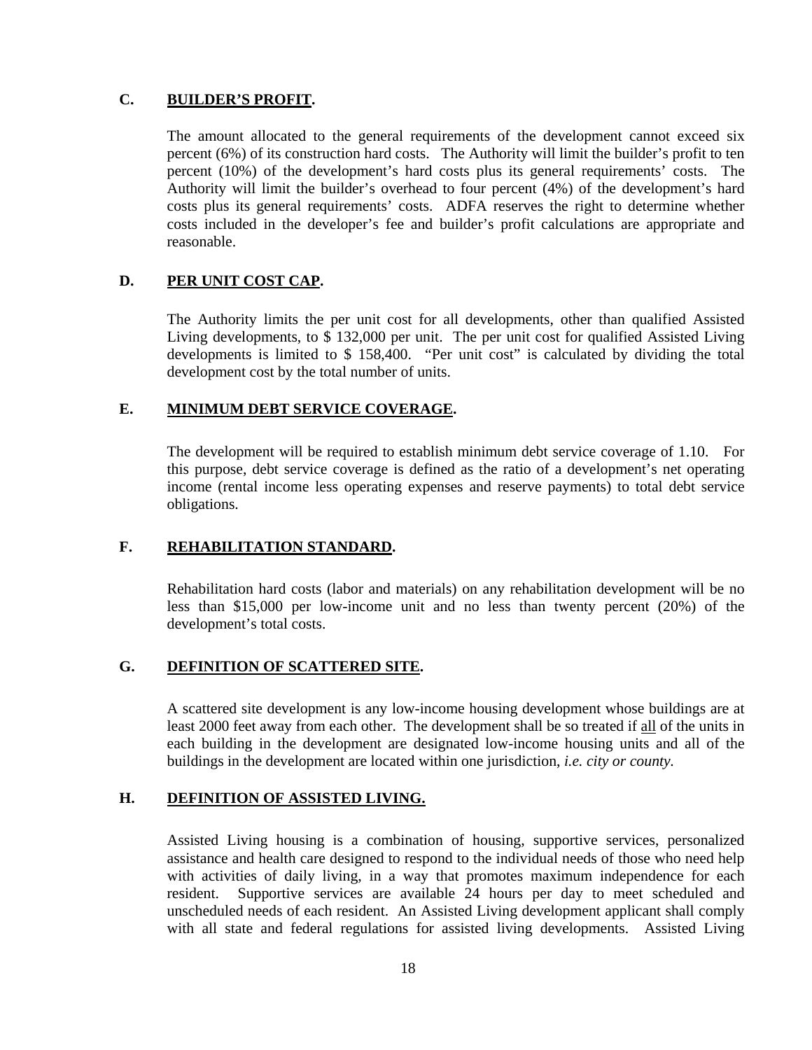### C. **BUILDER'S PROFIT.**

The amount allocated to the general requirements of the development cannot exceed six percent (6%) of its construction hard costs. The Authority will limit the builder's profit to ten percent (10%) of the development's hard costs plus its general requirements' costs. The Authority will limit the builder's overhead to four percent (4%) of the development's hard costs plus its general requirements' costs. ADFA reserves the right to determine whether costs included in the developer's fee and builder's profit calculations are appropriate and reasonable.

### D. **PER UNIT COST CAP.**

The Authority limits the per unit cost for all developments, other than qualified Assisted Living developments, to $ 132,000 per unit. The per unit cost for qualified Assisted Living developments is limited to $ 158,400. "Per unit cost" is calculated by dividing the total development cost by the total number of units.

### E. **MINIMUM DEBT SERVICE COVERAGE.**

The development will be required to establish minimum debt service coverage of 1.10. For this purpose, debt service coverage is defined as the ratio of a development's net operating income (rental income less operating expenses and reserve payments) to total debt service obligations.

### F. **REHABILITATION STANDARD.**

Rehabilitation hard costs (labor and materials) on any rehabilitation development will be no less than $15,000 per low-income unit and no less than twenty percent (20%) of the development's total costs.

### G. **DEFINITION OF SCATTERED SITE.**

A scattered site development is any low-income housing development whose buildings are at least 2000 feet away from each other. The development shall be so treated if all of the units in each building in the development are designated low-income housing units and all of the buildings in the development are located within one jurisdiction, *i.e. city or county.*

### H. **DEFINITION OF ASSISTED LIVING.**

Assisted Living housing is a combination of housing, supportive services, personalized assistance and health care designed to respond to the individual needs of those who need help with activities of daily living, in a way that promotes maximum independence for each resident. Supportive services are available 24 hours per day to meet scheduled and unscheduled needs of each resident. An Assisted Living development applicant shall comply with all state and federal regulations for assisted living developments. Assisted Living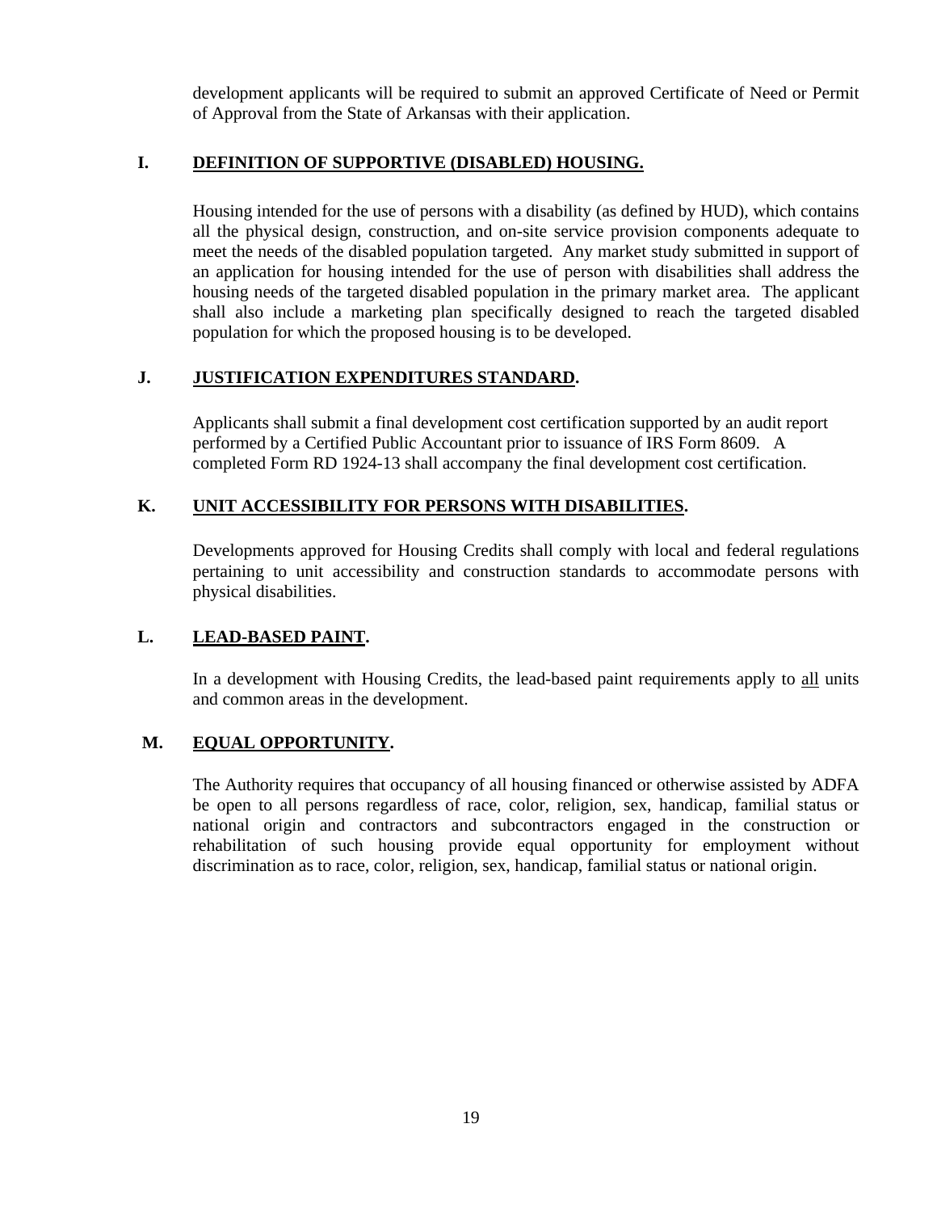development applicants will be required to submit an approved Certificate of Need or Permit of Approval from the State of Arkansas with their application.

## I. DEFINITION OF SUPPORTIVE (DISABLED) HOUSING.

Housing intended for the use of persons with a disability (as defined by HUD), which contains all the physical design, construction, and on-site service provision components adequate to meet the needs of the disabled population targeted. Any market study submitted in support of an application for housing intended for the use of person with disabilities shall address the housing needs of the targeted disabled population in the primary market area. The applicant shall also include a marketing plan specifically designed to reach the targeted disabled population for which the proposed housing is to be developed.

## J. JUSTIFICATION EXPENDITURES STANDARD.

Applicants shall submit a final development cost certification supported by an audit report performed by a Certified Public Accountant prior to issuance of IRS Form 8609. A completed Form RD 1924-13 shall accompany the final development cost certification.

## K. UNIT ACCESSIBILITY FOR PERSONS WITH DISABILITIES.

Developments approved for Housing Credits shall comply with local and federal regulations pertaining to unit accessibility and construction standards to accommodate persons with physical disabilities.

## L. LEAD-BASED PAINT.

In a development with Housing Credits, the lead-based paint requirements apply to all units and common areas in the development.

## M. EQUAL OPPORTUNITY.

The Authority requires that occupancy of all housing financed or otherwise assisted by ADFA be open to all persons regardless of race, color, religion, sex, handicap, familial status or national origin and contractors and subcontractors engaged in the construction or rehabilitation of such housing provide equal opportunity for employment without discrimination as to race, color, religion, sex, handicap, familial status or national origin.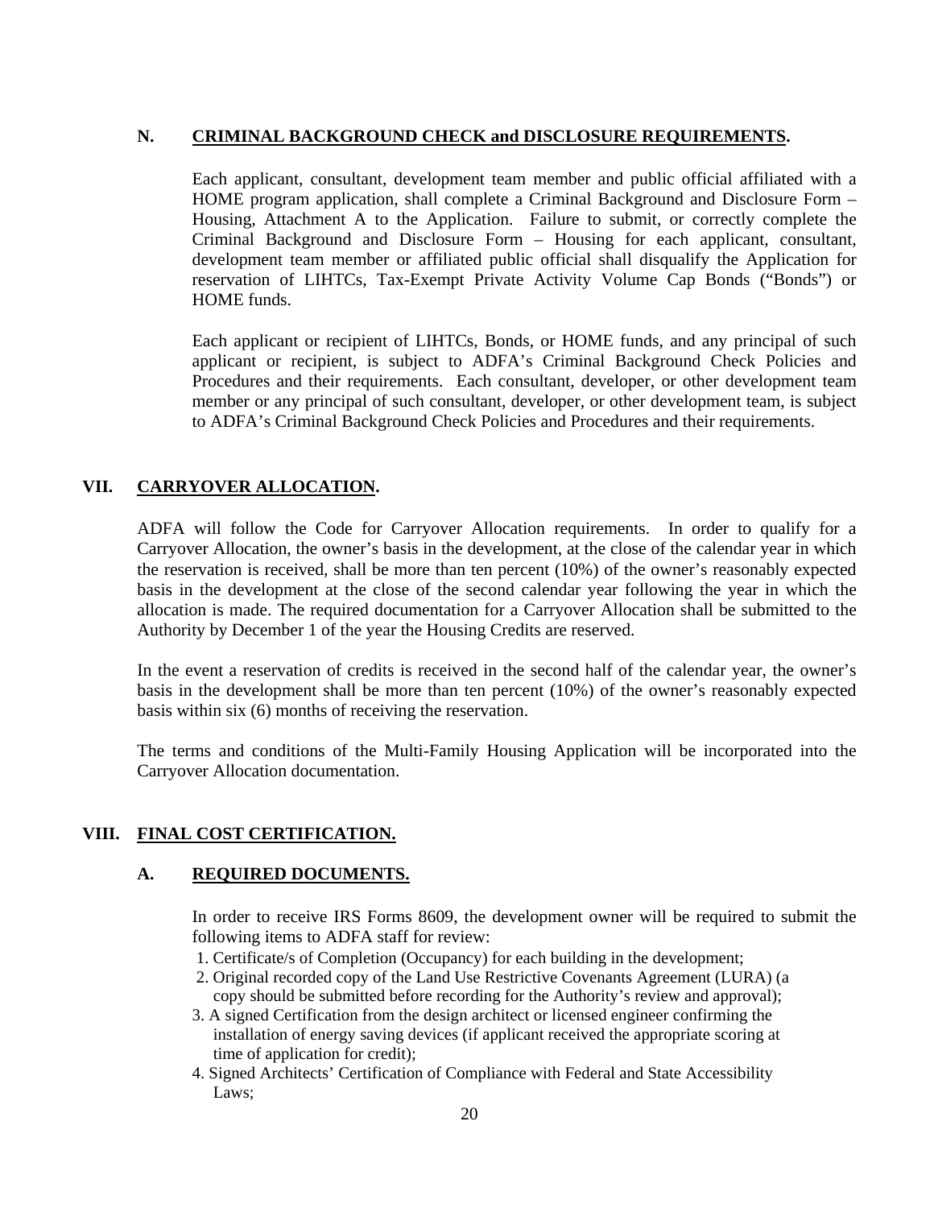### N. **CRIMINAL BACKGROUND CHECK and DISCLOSURE REQUIREMENTS.**

Each applicant, consultant, development team member and public official affiliated with a HOME program application, shall complete a Criminal Background and Disclosure Form – Housing, Attachment A to the Application. Failure to submit, or correctly complete the Criminal Background and Disclosure Form – Housing for each applicant, consultant, development team member or affiliated public official shall disqualify the Application for reservation of LIHTCs, Tax-Exempt Private Activity Volume Cap Bonds ("Bonds") or HOME funds.

Each applicant or recipient of LIHTCs, Bonds, or HOME funds, and any principal of such applicant or recipient, is subject to ADFA's Criminal Background Check Policies and Procedures and their requirements. Each consultant, developer, or other development team member or any principal of such consultant, developer, or other development team, is subject to ADFA's Criminal Background Check Policies and Procedures and their requirements.

## VII. **CARRYOVER ALLOCATION.**

ADFA will follow the Code for Carryover Allocation requirements. In order to qualify for a Carryover Allocation, the owner's basis in the development, at the close of the calendar year in which the reservation is received, shall be more than ten percent (10%) of the owner's reasonably expected basis in the development at the close of the second calendar year following the year in which the allocation is made. The required documentation for a Carryover Allocation shall be submitted to the Authority by December 1 of the year the Housing Credits are reserved.

In the event a reservation of credits is received in the second half of the calendar year, the owner's basis in the development shall be more than ten percent (10%) of the owner's reasonably expected basis within six (6) months of receiving the reservation.

The terms and conditions of the Multi-Family Housing Application will be incorporated into the Carryover Allocation documentation.

## VIII. **FINAL COST CERTIFICATION.**

### A. **REQUIRED DOCUMENTS.**

In order to receive IRS Forms 8609, the development owner will be required to submit the following items to ADFA staff for review:

1. Certificate/s of Completion (Occupancy) for each building in the development;
2. Original recorded copy of the Land Use Restrictive Covenants Agreement (LURA) (a copy should be submitted before recording for the Authority's review and approval);
3. A signed Certification from the design architect or licensed engineer confirming the installation of energy saving devices (if applicant received the appropriate scoring at time of application for credit);
4. Signed Architects' Certification of Compliance with Federal and State Accessibility Laws;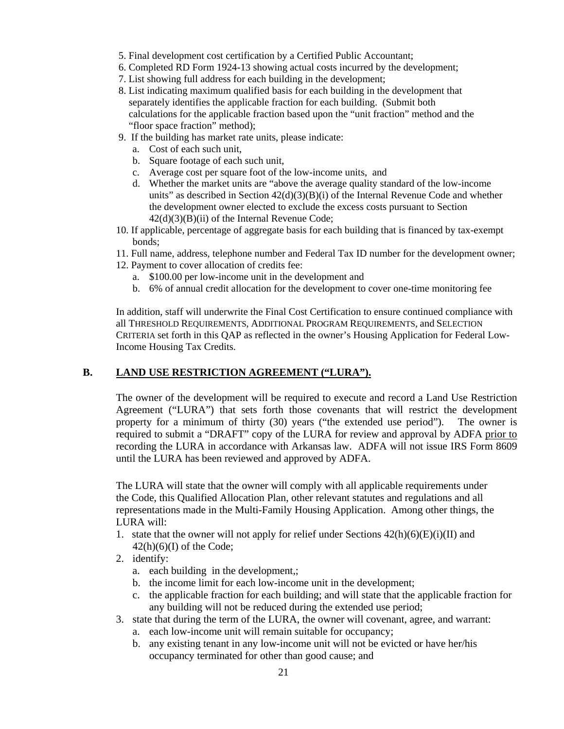5. Final development cost certification by a Certified Public Accountant;
6. Completed RD Form 1924-13 showing actual costs incurred by the development;
7. List showing full address for each building in the development;
8. List indicating maximum qualified basis for each building in the development that separately identifies the applicable fraction for each building. (Submit both calculations for the applicable fraction based upon the "unit fraction" method and the "floor space fraction" method);
9. If the building has market rate units, please indicate:
   a. Cost of each such unit,
   b. Square footage of each such unit,
   c. Average cost per square foot of the low-income units, and
   d. Whether the market units are "above the average quality standard of the low-income units" as described in Section 42(d)(3)(B)(i) of the Internal Revenue Code and whether the development owner elected to exclude the excess costs pursuant to Section 42(d)(3)(B)(ii) of the Internal Revenue Code;
10. If applicable, percentage of aggregate basis for each building that is financed by tax-exempt bonds;
11. Full name, address, telephone number and Federal Tax ID number for the development owner;
12. Payment to cover allocation of credits fee:
    a. $100.00 per low-income unit in the development and
    b. 6% of annual credit allocation for the development to cover one-time monitoring fee

In addition, staff will underwrite the Final Cost Certification to ensure continued compliance with all THRESHOLD REQUIREMENTS, ADDITIONAL PROGRAM REQUIREMENTS, and SELECTION CRITERIA set forth in this QAP as reflected in the owner's Housing Application for Federal Low-Income Housing Tax Credits.

## B. LAND USE RESTRICTION AGREEMENT ("LURA").

The owner of the development will be required to execute and record a Land Use Restriction Agreement ("LURA") that sets forth those covenants that will restrict the development property for a minimum of thirty (30) years ("the extended use period"). The owner is required to submit a "DRAFT" copy of the LURA for review and approval by ADFA prior to recording the LURA in accordance with Arkansas law. ADFA will not issue IRS Form 8609 until the LURA has been reviewed and approved by ADFA.

The LURA will state that the owner will comply with all applicable requirements under the Code, this Qualified Allocation Plan, other relevant statutes and regulations and all representations made in the Multi-Family Housing Application. Among other things, the LURA will:

1. state that the owner will not apply for relief under Sections 42(h)(6)(E)(i)(II) and 42(h)(6)(I) of the Code;
2. identify:
   a. each building in the development,;
   b. the income limit for each low-income unit in the development;
   c. the applicable fraction for each building; and will state that the applicable fraction for any building will not be reduced during the extended use period;
3. state that during the term of the LURA, the owner will covenant, agree, and warrant:
   a. each low-income unit will remain suitable for occupancy;
   b. any existing tenant in any low-income unit will not be evicted or have her/his occupancy terminated for other than good cause; and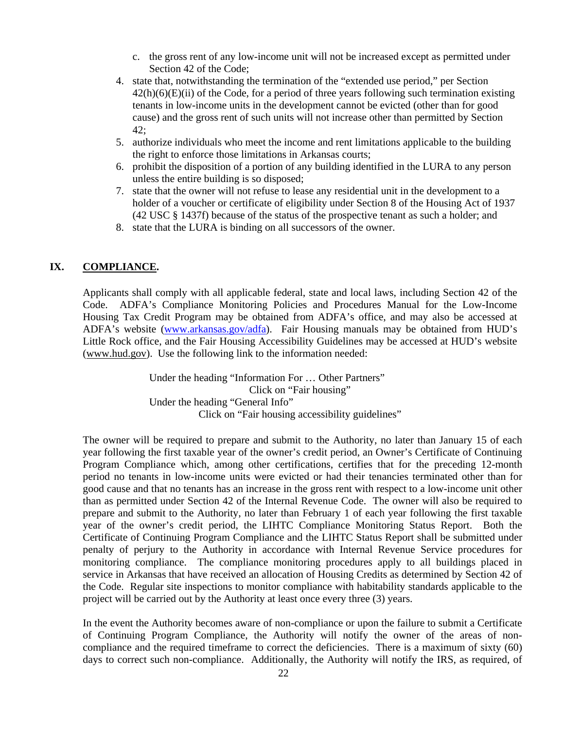c. the gross rent of any low-income unit will not be increased except as permitted under Section 42 of the Code;

4. state that, notwithstanding the termination of the "extended use period," per Section 42(h)(6)(E)(ii) of the Code, for a period of three years following such termination existing tenants in low-income units in the development cannot be evicted (other than for good cause) and the gross rent of such units will not increase other than permitted by Section 42;
5. authorize individuals who meet the income and rent limitations applicable to the building the right to enforce those limitations in Arkansas courts;
6. prohibit the disposition of a portion of any building identified in the LURA to any person unless the entire building is so disposed;
7. state that the owner will not refuse to lease any residential unit in the development to a holder of a voucher or certificate of eligibility under Section 8 of the Housing Act of 1937 (42 USC § 1437f) because of the status of the prospective tenant as such a holder; and
8. state that the LURA is binding on all successors of the owner.

## IX. COMPLIANCE.

Applicants shall comply with all applicable federal, state and local laws, including Section 42 of the Code. ADFA's Compliance Monitoring Policies and Procedures Manual for the Low-Income Housing Tax Credit Program may be obtained from ADFA's office, and may also be accessed at ADFA's website (www.arkansas.gov/adfa). Fair Housing manuals may be obtained from HUD's Little Rock office, and the Fair Housing Accessibility Guidelines may be accessed at HUD's website (www.hud.gov). Use the following link to the information needed:

Under the heading "Information For … Other Partners"
Click on "Fair housing"
Under the heading "General Info"
Click on "Fair housing accessibility guidelines"

The owner will be required to prepare and submit to the Authority, no later than January 15 of each year following the first taxable year of the owner's credit period, an Owner's Certificate of Continuing Program Compliance which, among other certifications, certifies that for the preceding 12-month period no tenants in low-income units were evicted or had their tenancies terminated other than for good cause and that no tenants has an increase in the gross rent with respect to a low-income unit other than as permitted under Section 42 of the Internal Revenue Code. The owner will also be required to prepare and submit to the Authority, no later than February 1 of each year following the first taxable year of the owner's credit period, the LIHTC Compliance Monitoring Status Report. Both the Certificate of Continuing Program Compliance and the LIHTC Status Report shall be submitted under penalty of perjury to the Authority in accordance with Internal Revenue Service procedures for monitoring compliance. The compliance monitoring procedures apply to all buildings placed in service in Arkansas that have received an allocation of Housing Credits as determined by Section 42 of the Code. Regular site inspections to monitor compliance with habitability standards applicable to the project will be carried out by the Authority at least once every three (3) years.

In the event the Authority becomes aware of non-compliance or upon the failure to submit a Certificate of Continuing Program Compliance, the Authority will notify the owner of the areas of non-compliance and the required timeframe to correct the deficiencies. There is a maximum of sixty (60) days to correct such non-compliance. Additionally, the Authority will notify the IRS, as required, of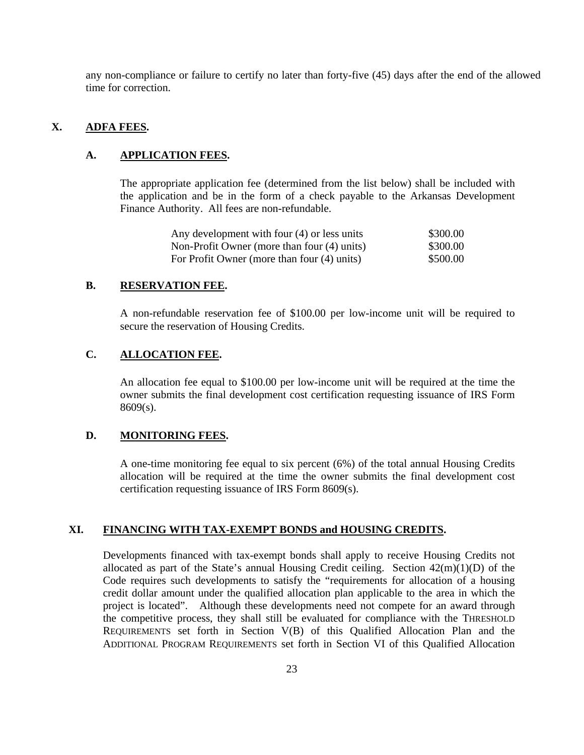any non-compliance or failure to certify no later than forty-five (45) days after the end of the allowed time for correction.

## X. ADFA FEES.

### A. APPLICATION FEES.

The appropriate application fee (determined from the list below) shall be included with the application and be in the form of a check payable to the Arkansas Development Finance Authority. All fees are non-refundable.

| | |
|---|---|
| Any development with four (4) or less units | \$300.00 |
| Non-Profit Owner (more than four (4) units) | \$300.00 |
| For Profit Owner (more than four (4) units) | \$500.00 |

### B. RESERVATION FEE.

A non-refundable reservation fee of \$100.00 per low-income unit will be required to secure the reservation of Housing Credits.

### C. ALLOCATION FEE.

An allocation fee equal to \$100.00 per low-income unit will be required at the time the owner submits the final development cost certification requesting issuance of IRS Form 8609(s).

### D. MONITORING FEES.

A one-time monitoring fee equal to six percent (6%) of the total annual Housing Credits allocation will be required at the time the owner submits the final development cost certification requesting issuance of IRS Form 8609(s).

## XI. FINANCING WITH TAX-EXEMPT BONDS and HOUSING CREDITS.

Developments financed with tax-exempt bonds shall apply to receive Housing Credits not allocated as part of the State's annual Housing Credit ceiling. Section 42(m)(1)(D) of the Code requires such developments to satisfy the "requirements for allocation of a housing credit dollar amount under the qualified allocation plan applicable to the area in which the project is located". Although these developments need not compete for an award through the competitive process, they shall still be evaluated for compliance with the THRESHOLD REQUIREMENTS set forth in Section V(B) of this Qualified Allocation Plan and the ADDITIONAL PROGRAM REQUIREMENTS set forth in Section VI of this Qualified Allocation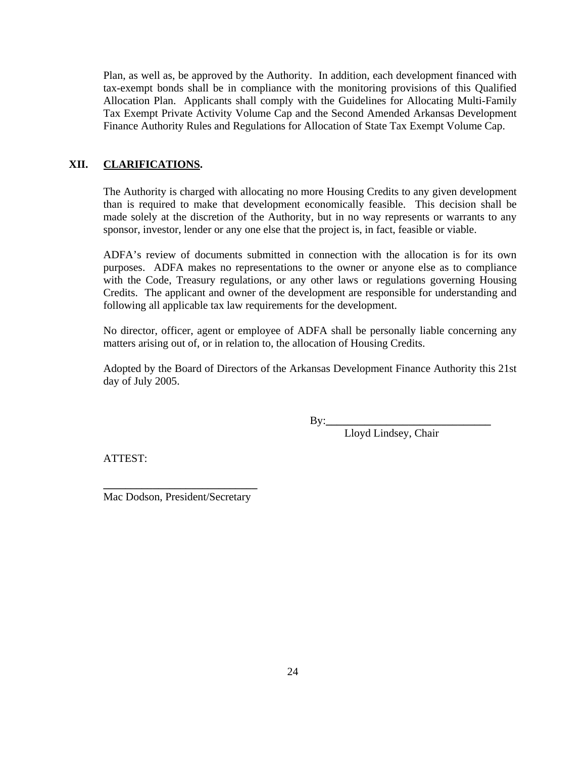Plan, as well as, be approved by the Authority. In addition, each development financed with tax-exempt bonds shall be in compliance with the monitoring provisions of this Qualified Allocation Plan. Applicants shall comply with the Guidelines for Allocating Multi-Family Tax Exempt Private Activity Volume Cap and the Second Amended Arkansas Development Finance Authority Rules and Regulations for Allocation of State Tax Exempt Volume Cap.

## XII. **CLARIFICATIONS.**

The Authority is charged with allocating no more Housing Credits to any given development than is required to make that development economically feasible. This decision shall be made solely at the discretion of the Authority, but in no way represents or warrants to any sponsor, investor, lender or any one else that the project is, in fact, feasible or viable.

ADFA's review of documents submitted in connection with the allocation is for its own purposes. ADFA makes no representations to the owner or anyone else as to compliance with the Code, Treasury regulations, or any other laws or regulations governing Housing Credits. The applicant and owner of the development are responsible for understanding and following all applicable tax law requirements for the development.

No director, officer, agent or employee of ADFA shall be personally liable concerning any matters arising out of, or in relation to, the allocation of Housing Credits.

Adopted by the Board of Directors of the Arkansas Development Finance Authority this 21st day of July 2005.

By:______________________________

Lloyd Lindsey, Chair

ATTEST:

______________________________

Mac Dodson, President/Secretary